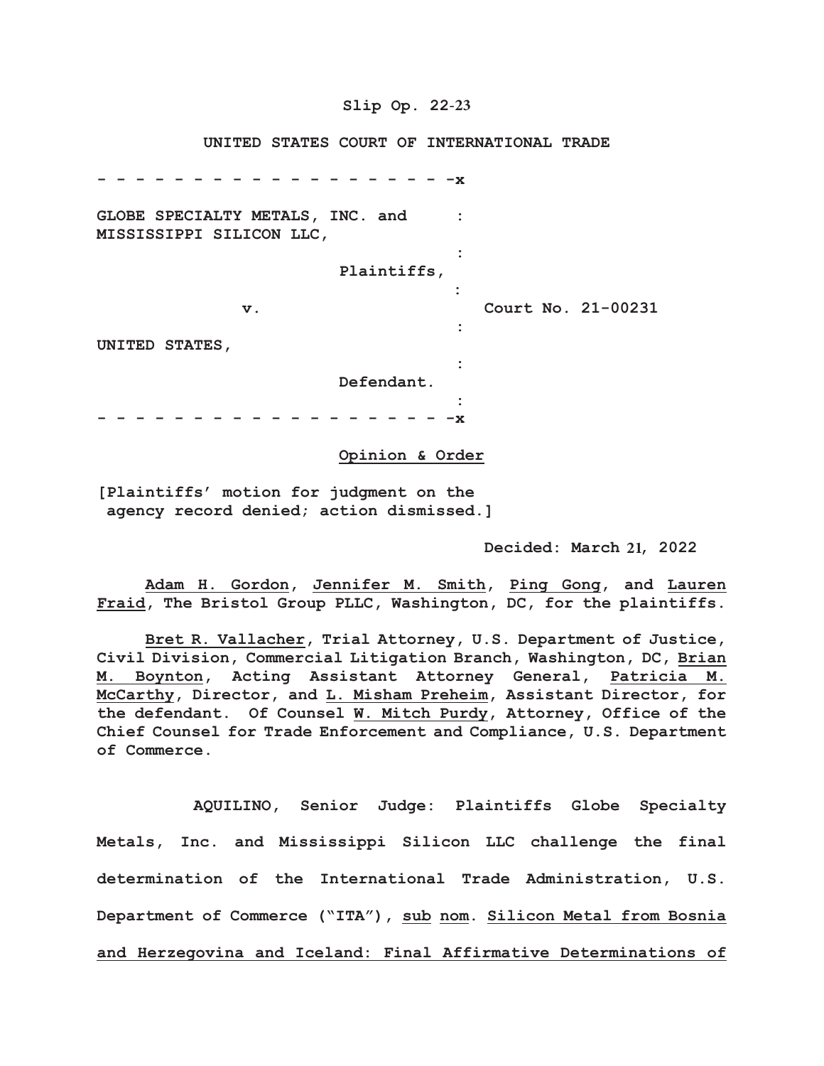Slip Op. 22-23

UNITED STATES COURT OF INTERNATIONAL TRADE

- - - - - - - - - - - - - - - - - - - - -x

GLOBE SPECIALTY METALS, INC. and MISSISSIPPI SILICON LLC,

Plaintiffs,

v. Court No. 21-00231

UNITED STATES,

Defendant.

- - - - - - - - - - - - - - - - - - - - -x

**Opinion & Order**

[Plaintiffs' motion for judgment on the agency record denied; action dismissed.]

Decided: March 21, 2022

Adam H. Gordon, Jennifer M. Smith, Ping Gong, and Lauren Fraid, The Bristol Group PLLC, Washington, DC, for the plaintiffs.

Bret R. Vallacher, Trial Attorney, U.S. Department of Justice, Civil Division, Commercial Litigation Branch, Washington, DC, Brian M. Boynton, Acting Assistant Attorney General, Patricia M. McCarthy, Director, and L. Misham Preheim, Assistant Director, for the defendant. Of Counsel W. Mitch Purdy, Attorney, Office of the Chief Counsel for Trade Enforcement and Compliance, U.S. Department of Commerce.

AQUILINO, Senior Judge: Plaintiffs Globe Specialty Metals, Inc. and Mississippi Silicon LLC challenge the final determination of the International Trade Administration, U.S. Department of Commerce ("ITA"), sub nom. Silicon Metal from Bosnia and Herzegovina and Iceland: Final Affirmative Determinations of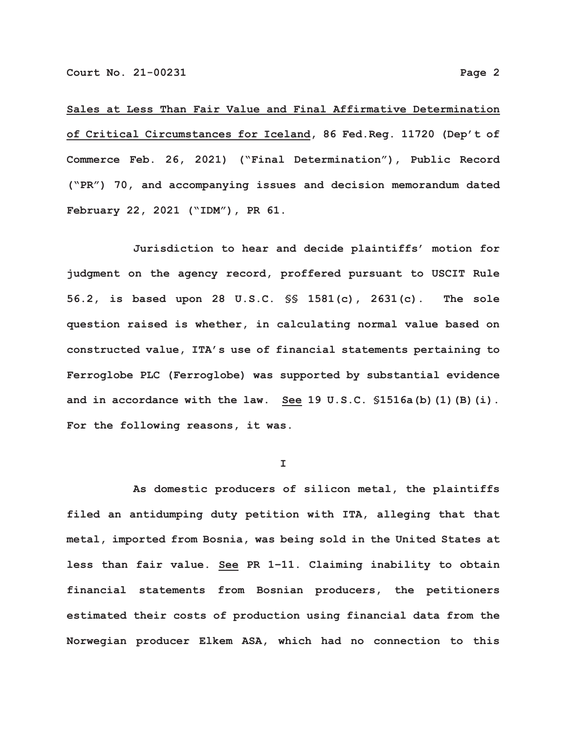<u>Sales at Less Than Fair Value and Final Affirmative Determination of Critical Circumstances for Iceland</u>, 86 Fed.Reg. 11720 (Dep't of Commerce Feb. 26, 2021) ("Final Determination"), Public Record ("PR") 70, and accompanying issues and decision memorandum dated February 22, 2021 ("IDM"), PR 61.

Jurisdiction to hear and decide plaintiffs' motion for judgment on the agency record, proffered pursuant to USCIT Rule 56.2, is based upon 28 U.S.C. §§ 1581(c), 2631(c). The sole question raised is whether, in calculating normal value based on constructed value, ITA's use of financial statements pertaining to Ferroglobe PLC (Ferroglobe) was supported by substantial evidence and in accordance with the law. <u>See</u> 19 U.S.C. §1516a(b)(1)(B)(i). For the following reasons, it was.

I

As domestic producers of silicon metal, the plaintiffs filed an antidumping duty petition with ITA, alleging that that metal, imported from Bosnia, was being sold in the United States at less than fair value. <u>See</u> PR 1–11. Claiming inability to obtain financial statements from Bosnian producers, the petitioners estimated their costs of production using financial data from the Norwegian producer Elkem ASA, which had no connection to this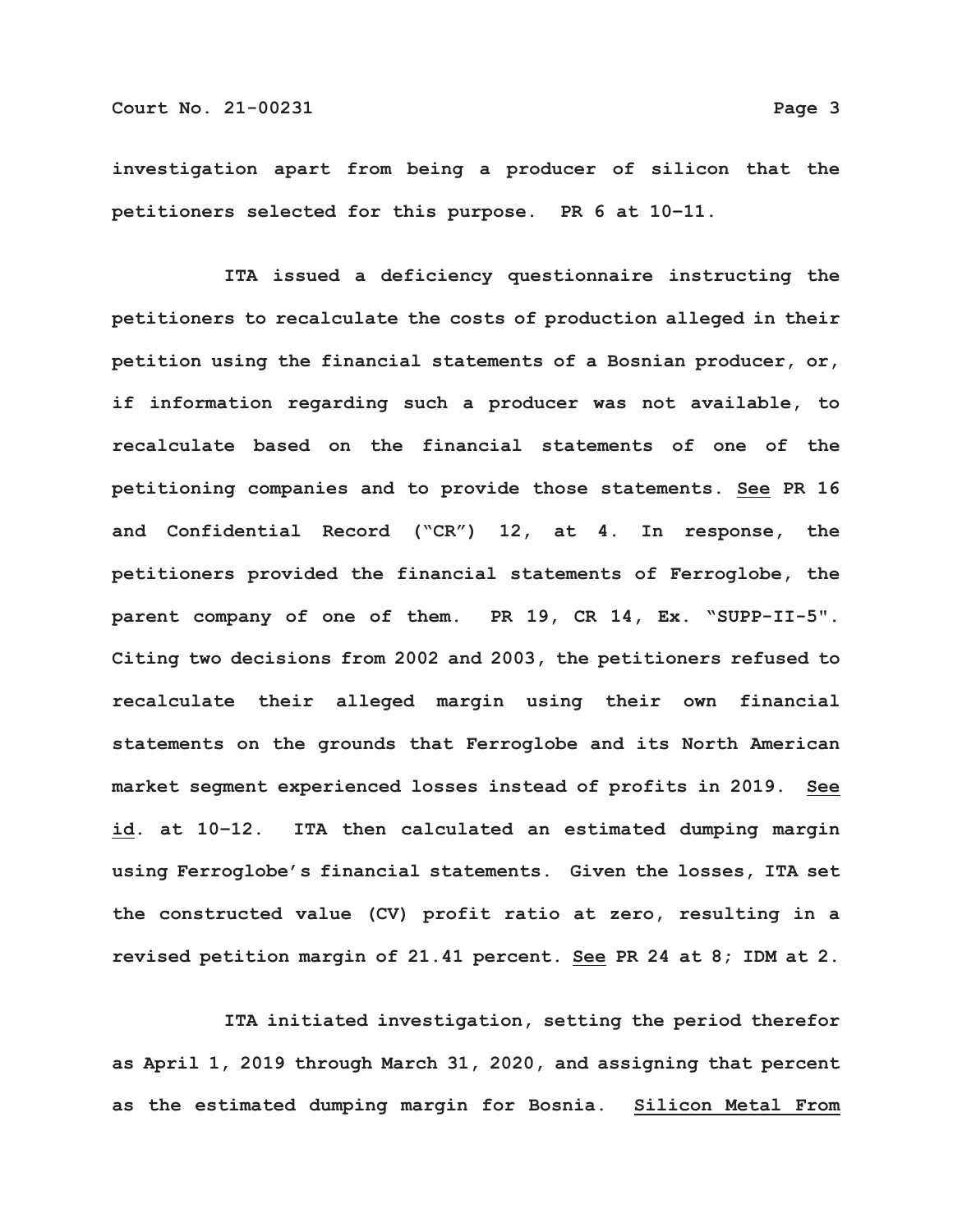investigation apart from being a producer of silicon that the petitioners selected for this purpose. PR 6 at 10–11.

ITA issued a deficiency questionnaire instructing the petitioners to recalculate the costs of production alleged in their petition using the financial statements of a Bosnian producer, or, if information regarding such a producer was not available, to recalculate based on the financial statements of one of the petitioning companies and to provide those statements. See PR 16 and Confidential Record ("CR") 12, at 4. In response, the petitioners provided the financial statements of Ferroglobe, the parent company of one of them. PR 19, CR 14, Ex. "SUPP-II-5". Citing two decisions from 2002 and 2003, the petitioners refused to recalculate their alleged margin using their own financial statements on the grounds that Ferroglobe and its North American market segment experienced losses instead of profits in 2019. See id. at 10–12. ITA then calculated an estimated dumping margin using Ferroglobe's financial statements. Given the losses, ITA set the constructed value (CV) profit ratio at zero, resulting in a revised petition margin of 21.41 percent. See PR 24 at 8; IDM at 2.

ITA initiated investigation, setting the period therefor as April 1, 2019 through March 31, 2020, and assigning that percent as the estimated dumping margin for Bosnia. Silicon Metal From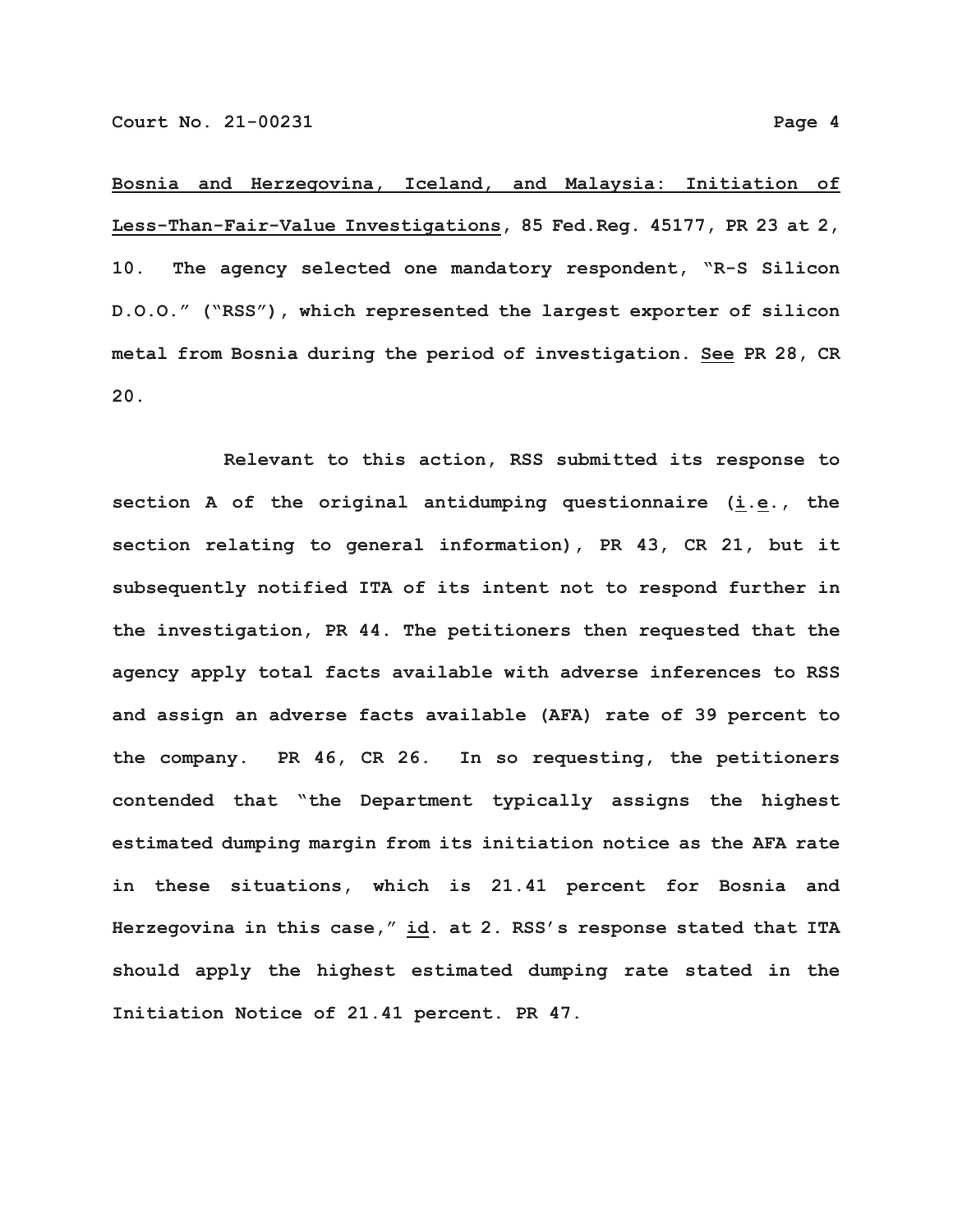Bosnia and Herzegovina, Iceland, and Malaysia: Initiation of Less-Than-Fair-Value Investigations, 85 Fed.Reg. 45177, PR 23 at 2, 10. The agency selected one mandatory respondent, "R-S Silicon D.O.O." ("RSS"), which represented the largest exporter of silicon metal from Bosnia during the period of investigation. See PR 28, CR 20.

Relevant to this action, RSS submitted its response to section A of the original antidumping questionnaire (i.e., the section relating to general information), PR 43, CR 21, but it subsequently notified ITA of its intent not to respond further in the investigation, PR 44. The petitioners then requested that the agency apply total facts available with adverse inferences to RSS and assign an adverse facts available (AFA) rate of 39 percent to the company. PR 46, CR 26. In so requesting, the petitioners contended that "the Department typically assigns the highest estimated dumping margin from its initiation notice as the AFA rate in these situations, which is 21.41 percent for Bosnia and Herzegovina in this case," id. at 2. RSS's response stated that ITA should apply the highest estimated dumping rate stated in the Initiation Notice of 21.41 percent. PR 47.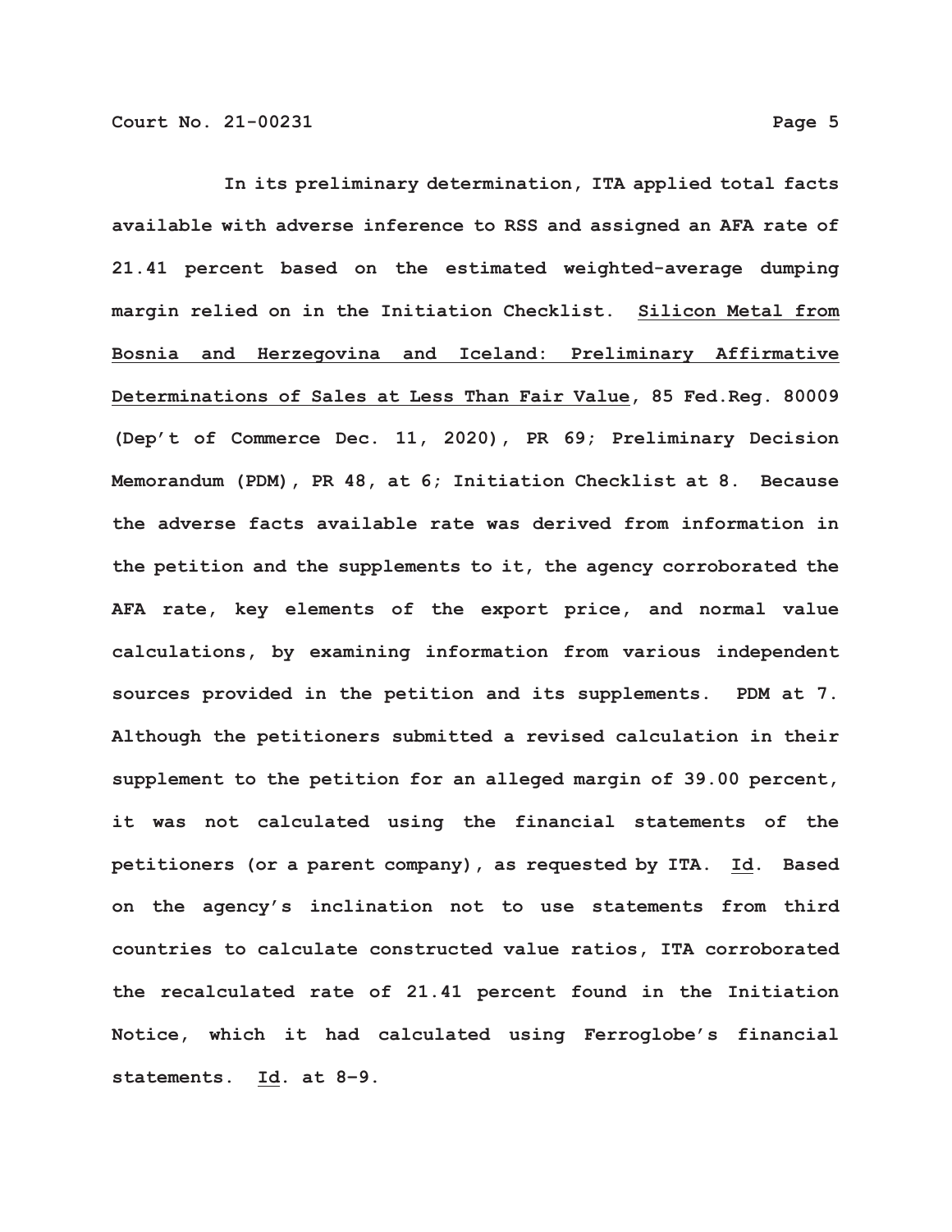In its preliminary determination, ITA applied total facts available with adverse inference to RSS and assigned an AFA rate of 21.41 percent based on the estimated weighted-average dumping margin relied on in the Initiation Checklist. Silicon Metal from Bosnia and Herzegovina and Iceland: Preliminary Affirmative Determinations of Sales at Less Than Fair Value, 85 Fed.Reg. 80009 (Dep't of Commerce Dec. 11, 2020), PR 69; Preliminary Decision Memorandum (PDM), PR 48, at 6; Initiation Checklist at 8. Because the adverse facts available rate was derived from information in the petition and the supplements to it, the agency corroborated the AFA rate, key elements of the export price, and normal value calculations, by examining information from various independent sources provided in the petition and its supplements. PDM at 7. Although the petitioners submitted a revised calculation in their supplement to the petition for an alleged margin of 39.00 percent, it was not calculated using the financial statements of the petitioners (or a parent company), as requested by ITA. Id. Based on the agency's inclination not to use statements from third countries to calculate constructed value ratios, ITA corroborated the recalculated rate of 21.41 percent found in the Initiation Notice, which it had calculated using Ferroglobe's financial statements. Id. at 8–9.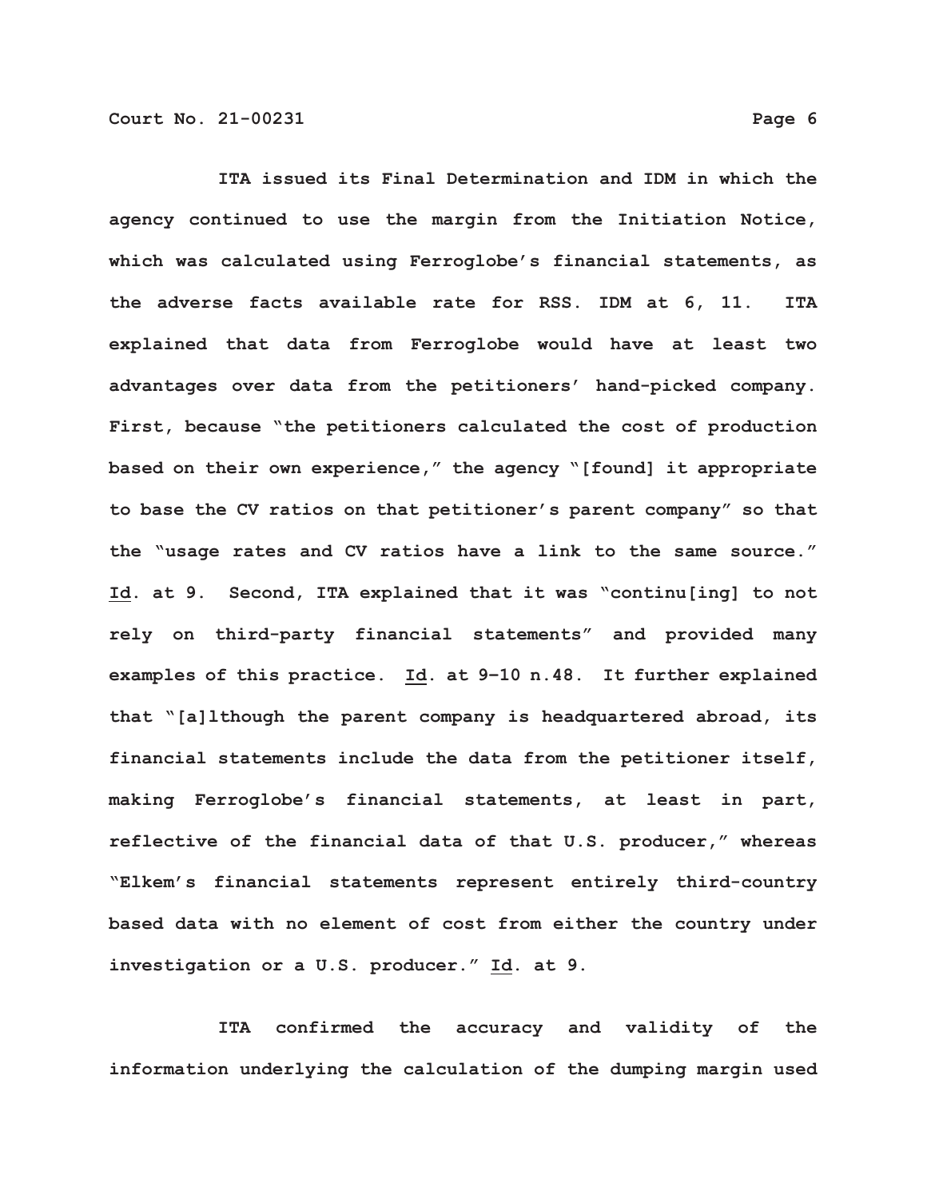ITA issued its Final Determination and IDM in which the agency continued to use the margin from the Initiation Notice, which was calculated using Ferroglobe's financial statements, as the adverse facts available rate for RSS. IDM at 6, 11. ITA explained that data from Ferroglobe would have at least two advantages over data from the petitioners' hand-picked company. First, because "the petitioners calculated the cost of production based on their own experience," the agency "[found] it appropriate to base the CV ratios on that petitioner's parent company" so that the "usage rates and CV ratios have a link to the same source." Id. at 9. Second, ITA explained that it was "continu[ing] to not rely on third-party financial statements" and provided many examples of this practice. Id. at 9–10 n.48. It further explained that "[a]lthough the parent company is headquartered abroad, its financial statements include the data from the petitioner itself, making Ferroglobe's financial statements, at least in part, reflective of the financial data of that U.S. producer," whereas "Elkem's financial statements represent entirely third-country based data with no element of cost from either the country under investigation or a U.S. producer." Id. at 9.

ITA confirmed the accuracy and validity of the information underlying the calculation of the dumping margin used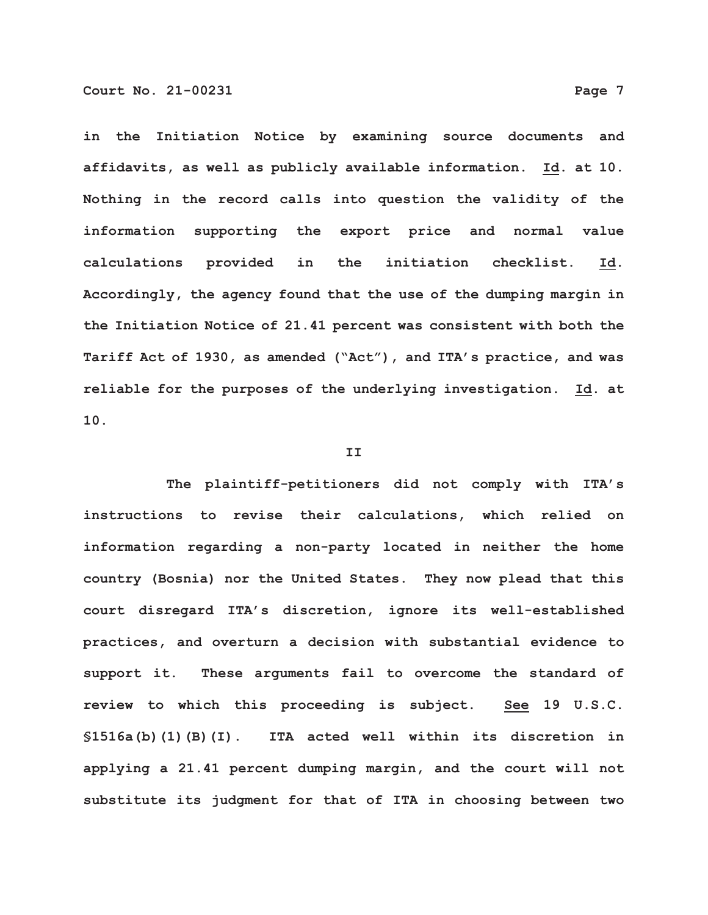in the Initiation Notice by examining source documents and affidavits, as well as publicly available information. Id. at 10. Nothing in the record calls into question the validity of the information supporting the export price and normal value calculations provided in the initiation checklist. Id. Accordingly, the agency found that the use of the dumping margin in the Initiation Notice of 21.41 percent was consistent with both the Tariff Act of 1930, as amended ("Act"), and ITA's practice, and was reliable for the purposes of the underlying investigation. Id. at 10.

II

The plaintiff-petitioners did not comply with ITA's instructions to revise their calculations, which relied on information regarding a non-party located in neither the home country (Bosnia) nor the United States. They now plead that this court disregard ITA's discretion, ignore its well-established practices, and overturn a decision with substantial evidence to support it. These arguments fail to overcome the standard of review to which this proceeding is subject. See 19 U.S.C. §1516a(b)(1)(B)(I). ITA acted well within its discretion in applying a 21.41 percent dumping margin, and the court will not substitute its judgment for that of ITA in choosing between two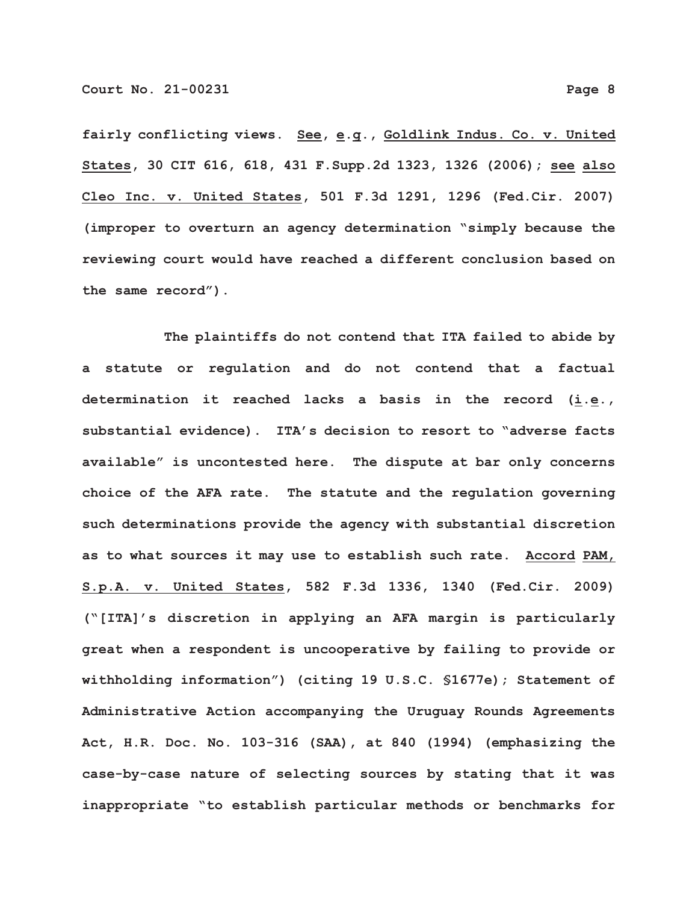fairly conflicting views. See, e.g., Goldlink Indus. Co. v. United States, 30 CIT 616, 618, 431 F.Supp.2d 1323, 1326 (2006); see also Cleo Inc. v. United States, 501 F.3d 1291, 1296 (Fed.Cir. 2007) (improper to overturn an agency determination "simply because the reviewing court would have reached a different conclusion based on the same record").

The plaintiffs do not contend that ITA failed to abide by a statute or regulation and do not contend that a factual determination it reached lacks a basis in the record (i.e., substantial evidence). ITA's decision to resort to "adverse facts available" is uncontested here. The dispute at bar only concerns choice of the AFA rate. The statute and the regulation governing such determinations provide the agency with substantial discretion as to what sources it may use to establish such rate. Accord PAM, S.p.A. v. United States, 582 F.3d 1336, 1340 (Fed.Cir. 2009) ("[ITA]'s discretion in applying an AFA margin is particularly great when a respondent is uncooperative by failing to provide or withholding information") (citing 19 U.S.C. §1677e); Statement of Administrative Action accompanying the Uruguay Rounds Agreements Act, H.R. Doc. No. 103-316 (SAA), at 840 (1994) (emphasizing the case-by-case nature of selecting sources by stating that it was inappropriate "to establish particular methods or benchmarks for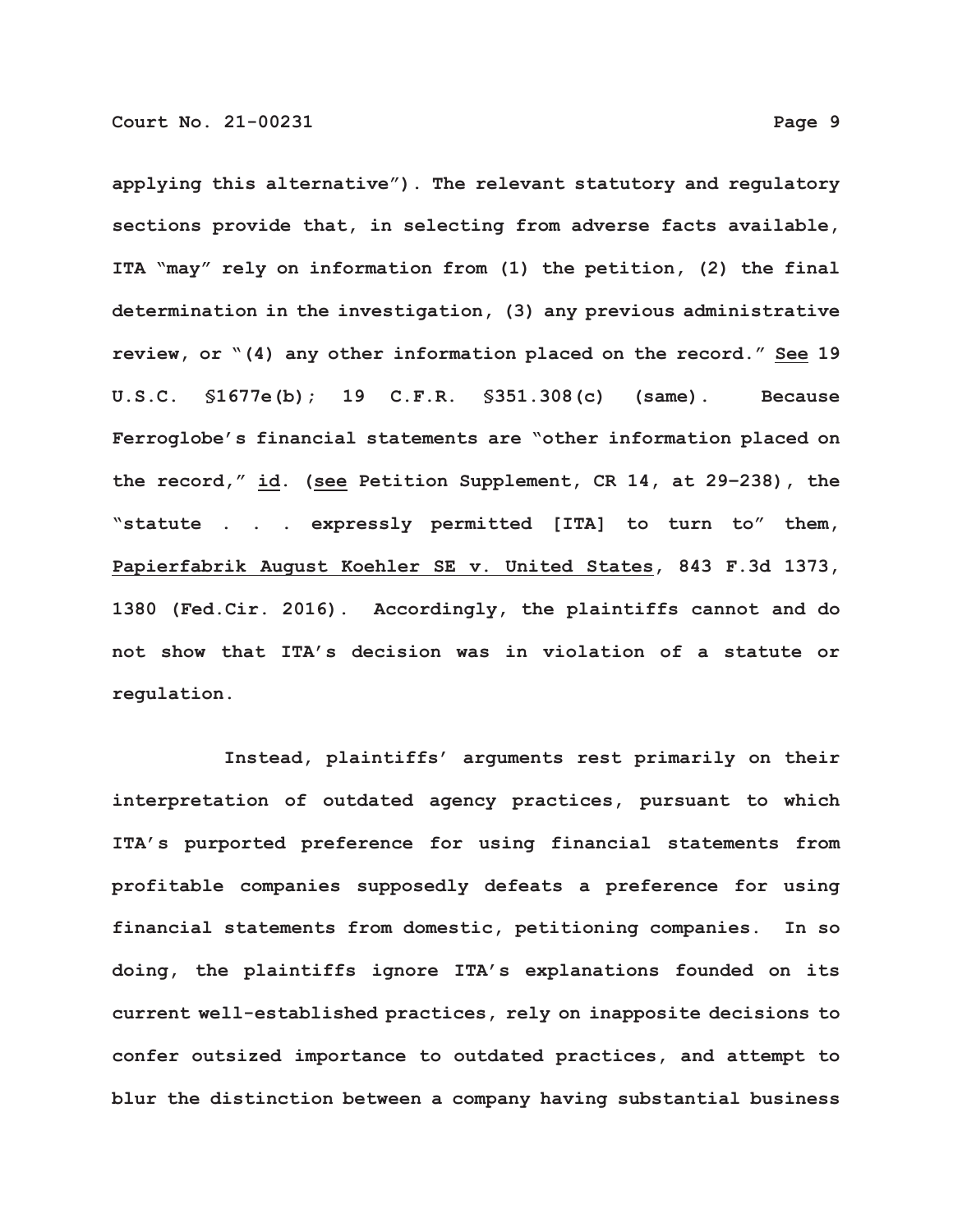applying this alternative"). The relevant statutory and regulatory sections provide that, in selecting from adverse facts available, ITA "may" rely on information from (1) the petition, (2) the final determination in the investigation, (3) any previous administrative review, or "(4) any other information placed on the record." See 19 U.S.C. §1677e(b); 19 C.F.R. §351.308(c) (same). Because Ferroglobe's financial statements are "other information placed on the record," id. (see Petition Supplement, CR 14, at 29–238), the "statute . . . expressly permitted [ITA] to turn to" them, Papierfabrik August Koehler SE v. United States, 843 F.3d 1373, 1380 (Fed.Cir. 2016). Accordingly, the plaintiffs cannot and do not show that ITA's decision was in violation of a statute or regulation.

Instead, plaintiffs' arguments rest primarily on their interpretation of outdated agency practices, pursuant to which ITA's purported preference for using financial statements from profitable companies supposedly defeats a preference for using financial statements from domestic, petitioning companies. In so doing, the plaintiffs ignore ITA's explanations founded on its current well-established practices, rely on inapposite decisions to confer outsized importance to outdated practices, and attempt to blur the distinction between a company having substantial business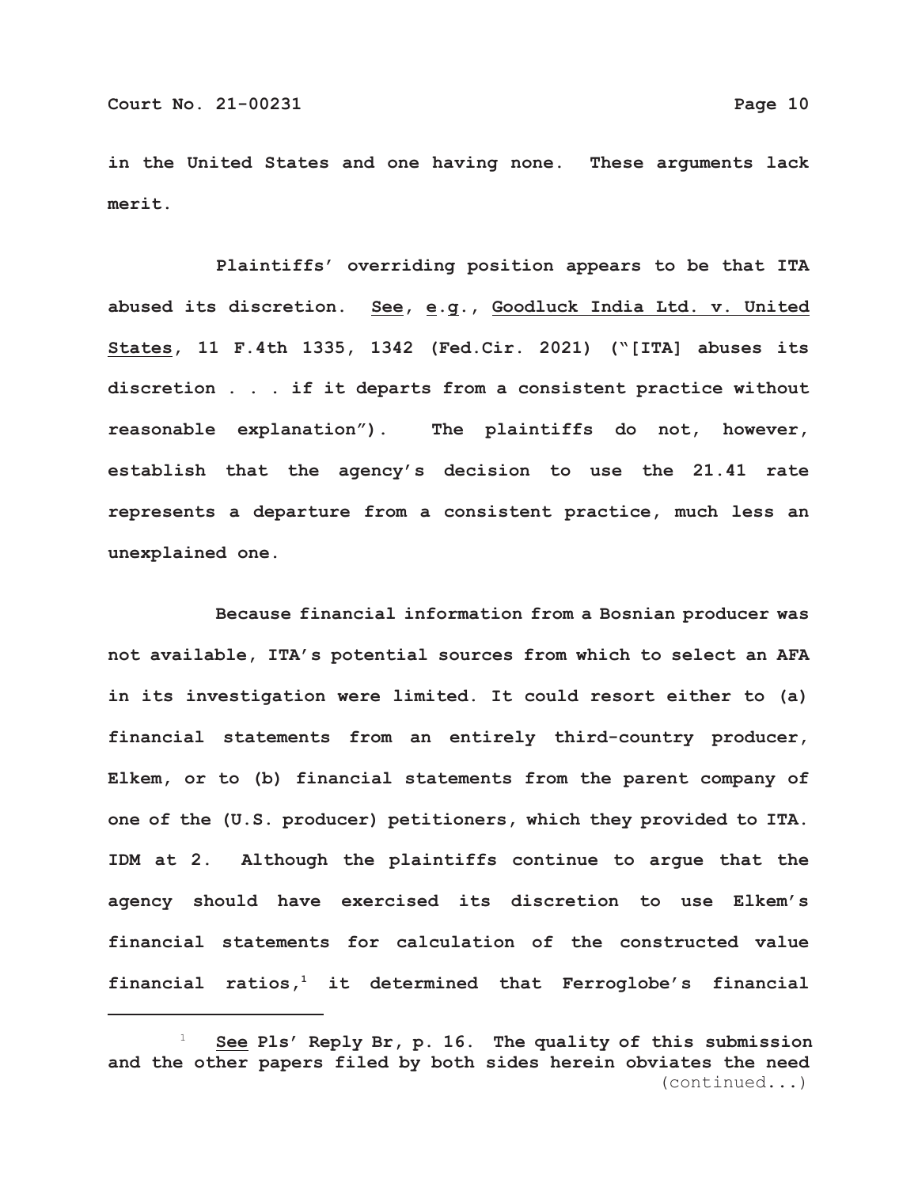in the United States and one having none. These arguments lack merit.

Plaintiffs' overriding position appears to be that ITA abused its discretion. See, e.g., Goodluck India Ltd. v. United States, 11 F.4th 1335, 1342 (Fed.Cir. 2021) ("[ITA] abuses its discretion . . . if it departs from a consistent practice without reasonable explanation"). The plaintiffs do not, however, establish that the agency's decision to use the 21.41 rate represents a departure from a consistent practice, much less an unexplained one.

Because financial information from a Bosnian producer was not available, ITA's potential sources from which to select an AFA in its investigation were limited. It could resort either to (a) financial statements from an entirely third-country producer, Elkem, or to (b) financial statements from the parent company of one of the (U.S. producer) petitioners, which they provided to ITA. IDM at 2. Although the plaintiffs continue to argue that the agency should have exercised its discretion to use Elkem's financial statements for calculation of the constructed value financial ratios,[1] it determined that Ferroglobe's financial

---

[1] See Pls' Reply Br, p. 16. The quality of this submission and the other papers filed by both sides herein obviates the need (continued...)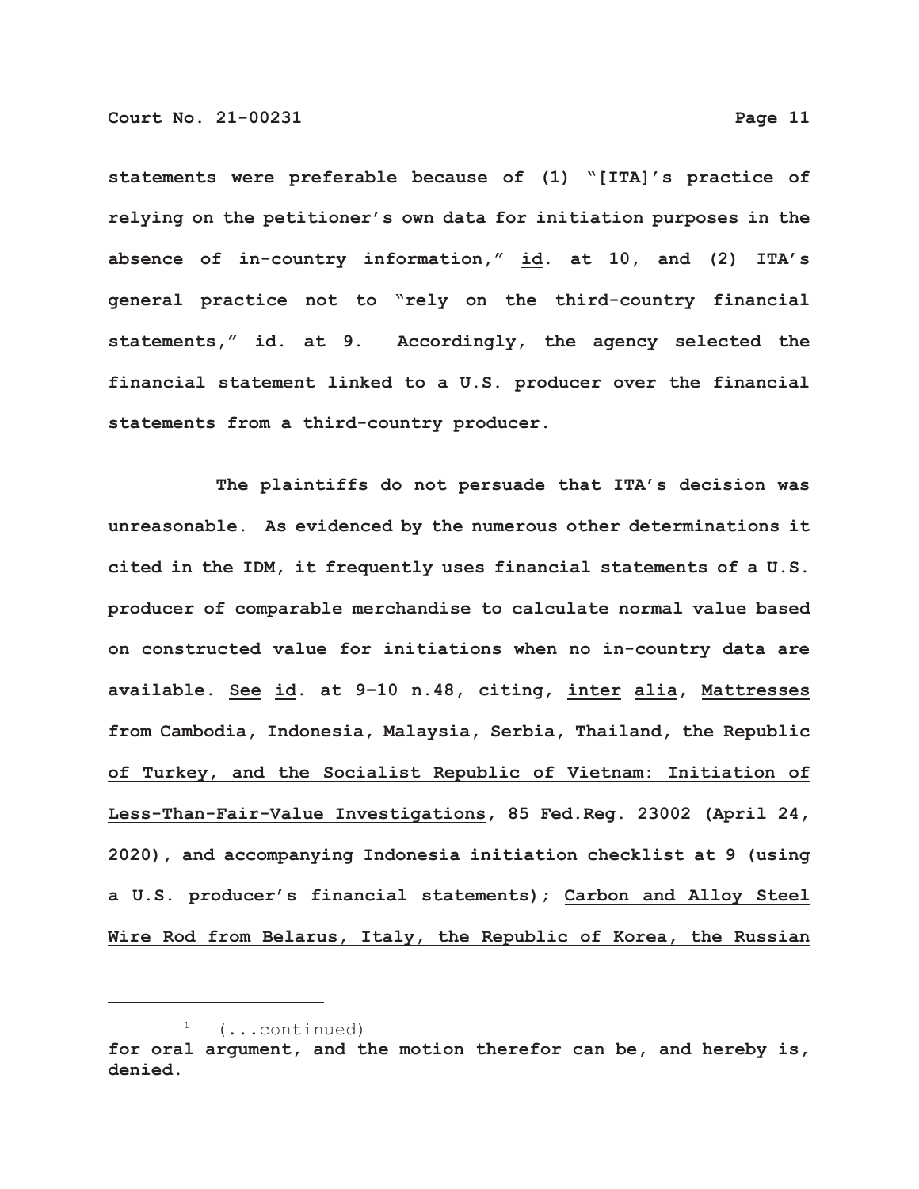statements were preferable because of (1) "[ITA]'s practice of relying on the petitioner's own data for initiation purposes in the absence of in-country information," id. at 10, and (2) ITA's general practice not to "rely on the third-country financial statements," id. at 9. Accordingly, the agency selected the financial statement linked to a U.S. producer over the financial statements from a third-country producer.

The plaintiffs do not persuade that ITA's decision was unreasonable. As evidenced by the numerous other determinations it cited in the IDM, it frequently uses financial statements of a U.S. producer of comparable merchandise to calculate normal value based on constructed value for initiations when no in-country data are available. See id. at 9–10 n.48, citing, inter alia, Mattresses from Cambodia, Indonesia, Malaysia, Serbia, Thailand, the Republic of Turkey, and the Socialist Republic of Vietnam: Initiation of Less-Than-Fair-Value Investigations, 85 Fed.Reg. 23002 (April 24, 2020), and accompanying Indonesia initiation checklist at 9 (using a U.S. producer's financial statements); Carbon and Alloy Steel Wire Rod from Belarus, Italy, the Republic of Korea, the Russian

---

[1] (...continued)
for oral argument, and the motion therefor can be, and hereby is, denied.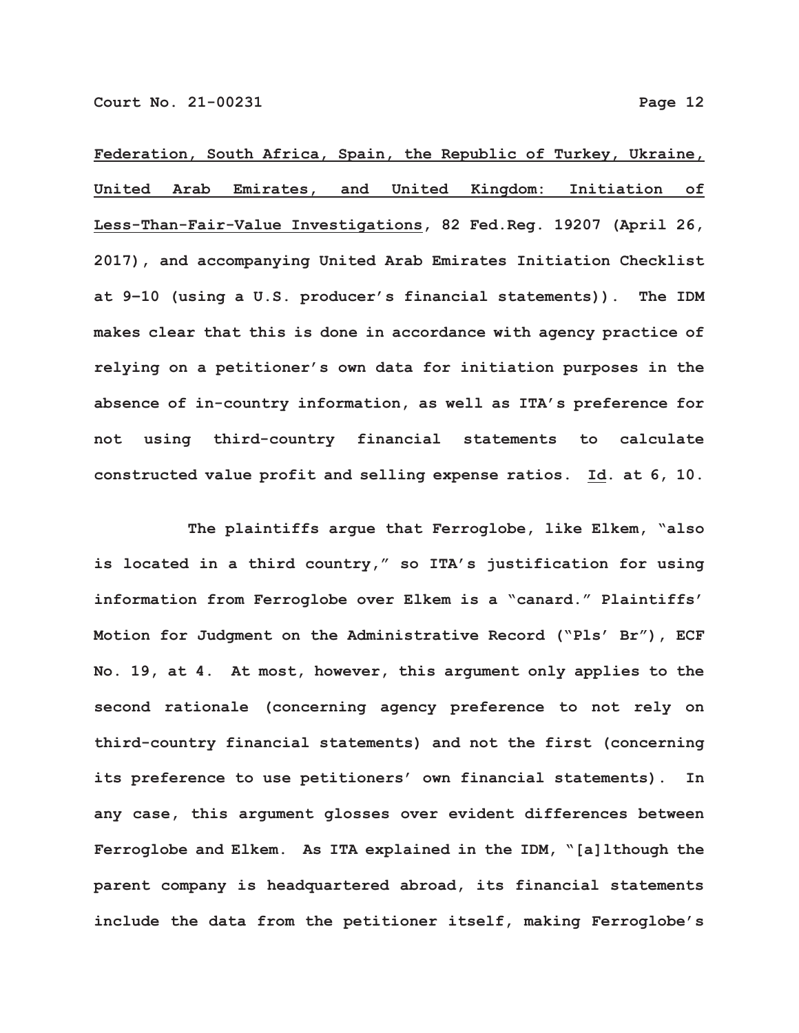Federation, South Africa, Spain, the Republic of Turkey, Ukraine, United Arab Emirates, and United Kingdom: Initiation of Less-Than-Fair-Value Investigations, 82 Fed.Reg. 19207 (April 26, 2017), and accompanying United Arab Emirates Initiation Checklist at 9–10 (using a U.S. producer's financial statements)). The IDM makes clear that this is done in accordance with agency practice of relying on a petitioner's own data for initiation purposes in the absence of in-country information, as well as ITA's preference for not using third-country financial statements to calculate constructed value profit and selling expense ratios. Id. at 6, 10.

The plaintiffs argue that Ferroglobe, like Elkem, "also is located in a third country," so ITA's justification for using information from Ferroglobe over Elkem is a "canard." Plaintiffs' Motion for Judgment on the Administrative Record ("Pls' Br"), ECF No. 19, at 4. At most, however, this argument only applies to the second rationale (concerning agency preference to not rely on third-country financial statements) and not the first (concerning its preference to use petitioners' own financial statements). In any case, this argument glosses over evident differences between Ferroglobe and Elkem. As ITA explained in the IDM, "[a]lthough the parent company is headquartered abroad, its financial statements include the data from the petitioner itself, making Ferroglobe's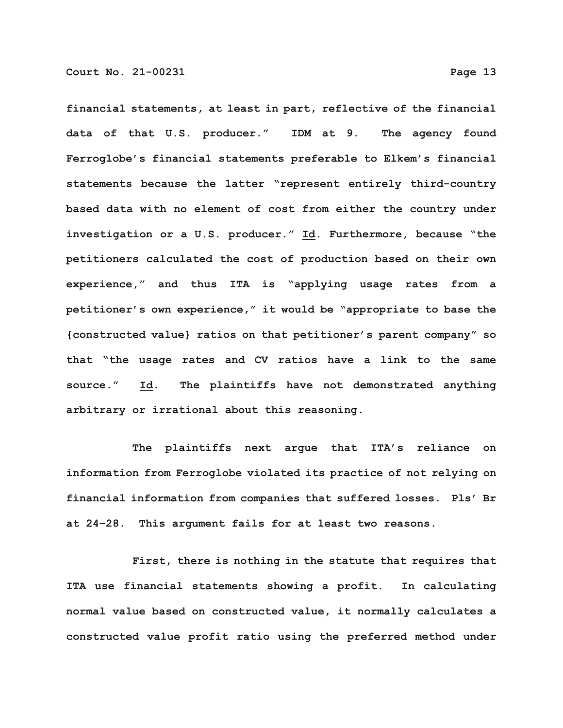financial statements, at least in part, reflective of the financial data of that U.S. producer." IDM at 9. The agency found Ferroglobe's financial statements preferable to Elkem's financial statements because the latter "represent entirely third-country based data with no element of cost from either the country under investigation or a U.S. producer." Id. Furthermore, because "the petitioners calculated the cost of production based on their own experience," and thus ITA is "applying usage rates from a petitioner's own experience," it would be "appropriate to base the {constructed value} ratios on that petitioner's parent company" so that "the usage rates and CV ratios have a link to the same source." Id. The plaintiffs have not demonstrated anything arbitrary or irrational about this reasoning.

The plaintiffs next argue that ITA's reliance on information from Ferroglobe violated its practice of not relying on financial information from companies that suffered losses. Pls' Br at 24–28. This argument fails for at least two reasons.

First, there is nothing in the statute that requires that ITA use financial statements showing a profit. In calculating normal value based on constructed value, it normally calculates a constructed value profit ratio using the preferred method under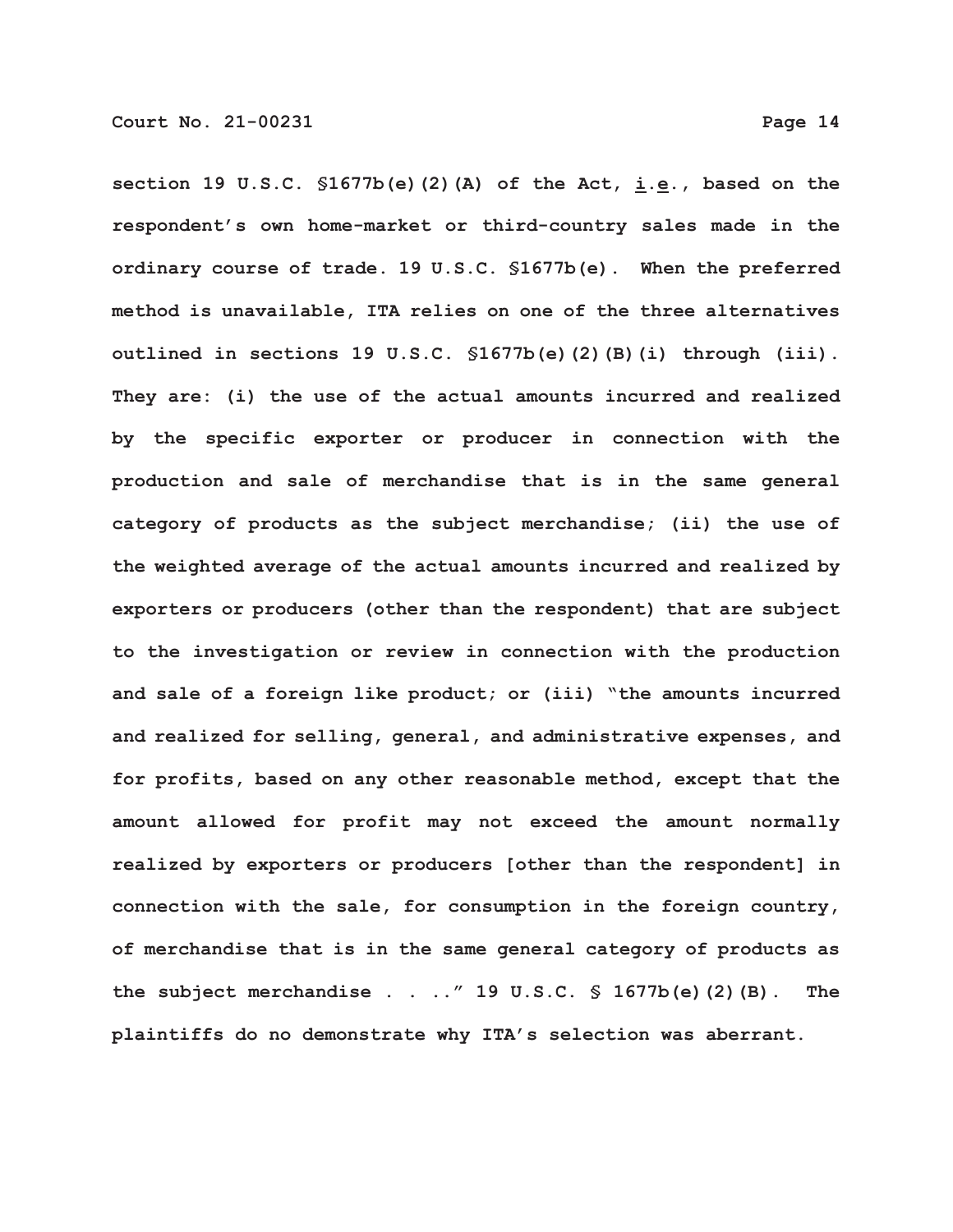section 19 U.S.C. §1677b(e)(2)(A) of the Act, i.e., based on the respondent's own home-market or third-country sales made in the ordinary course of trade. 19 U.S.C. §1677b(e). When the preferred method is unavailable, ITA relies on one of the three alternatives outlined in sections 19 U.S.C. §1677b(e)(2)(B)(i) through (iii). They are: (i) the use of the actual amounts incurred and realized by the specific exporter or producer in connection with the production and sale of merchandise that is in the same general category of products as the subject merchandise; (ii) the use of the weighted average of the actual amounts incurred and realized by exporters or producers (other than the respondent) that are subject to the investigation or review in connection with the production and sale of a foreign like product; or (iii) "the amounts incurred and realized for selling, general, and administrative expenses, and for profits, based on any other reasonable method, except that the amount allowed for profit may not exceed the amount normally realized by exporters or producers [other than the respondent] in connection with the sale, for consumption in the foreign country, of merchandise that is in the same general category of products as the subject merchandise . . .." 19 U.S.C. § 1677b(e)(2)(B). The plaintiffs do no demonstrate why ITA's selection was aberrant.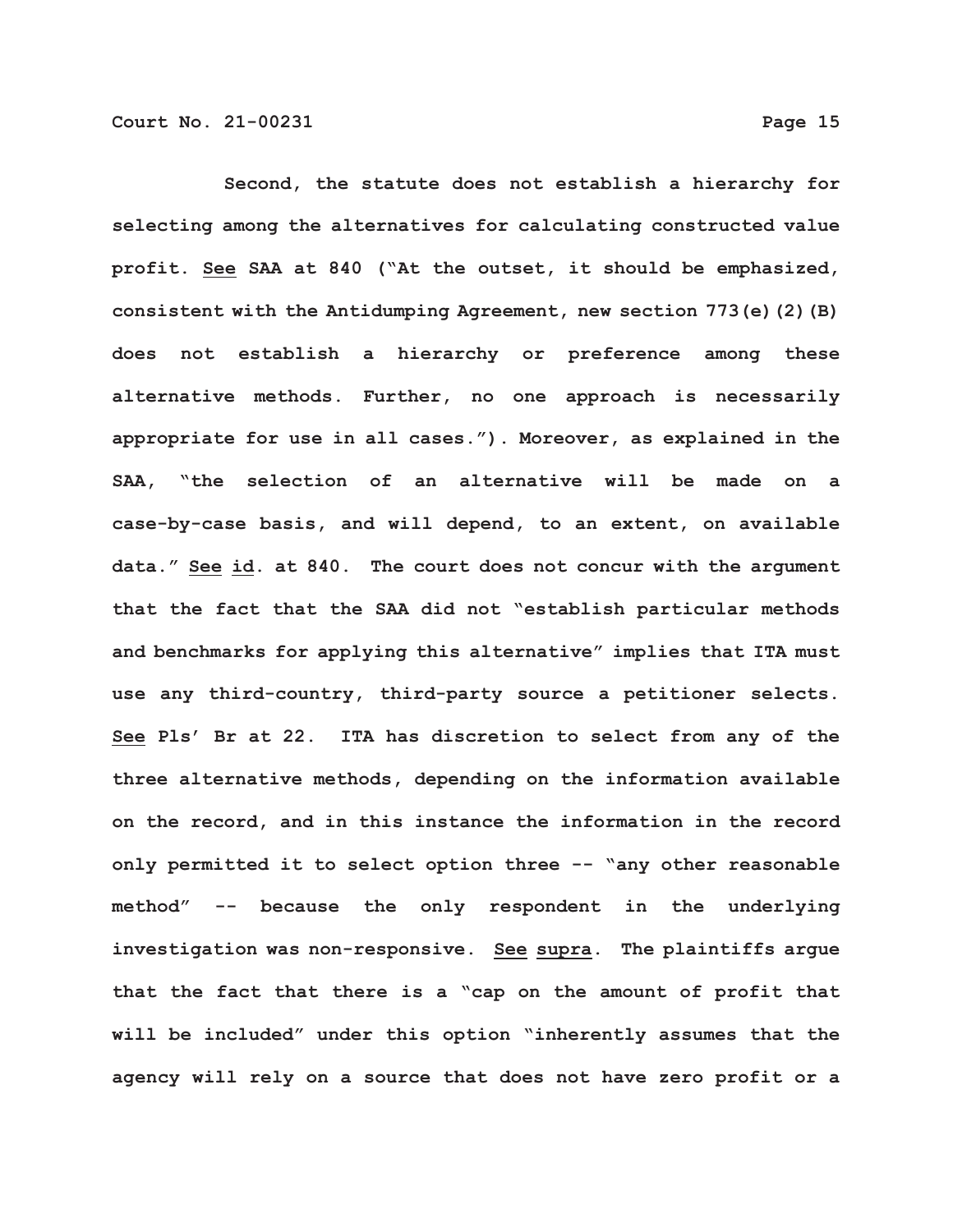Second, the statute does not establish a hierarchy for selecting among the alternatives for calculating constructed value profit. See SAA at 840 ("At the outset, it should be emphasized, consistent with the Antidumping Agreement, new section 773(e)(2)(B) does not establish a hierarchy or preference among these alternative methods. Further, no one approach is necessarily appropriate for use in all cases."). Moreover, as explained in the SAA, "the selection of an alternative will be made on a case-by-case basis, and will depend, to an extent, on available data." See id. at 840. The court does not concur with the argument that the fact that the SAA did not "establish particular methods and benchmarks for applying this alternative" implies that ITA must use any third-country, third-party source a petitioner selects. See Pls' Br at 22. ITA has discretion to select from any of the three alternative methods, depending on the information available on the record, and in this instance the information in the record only permitted it to select option three -- "any other reasonable method" -- because the only respondent in the underlying investigation was non-responsive. See supra. The plaintiffs argue that the fact that there is a "cap on the amount of profit that will be included" under this option "inherently assumes that the agency will rely on a source that does not have zero profit or a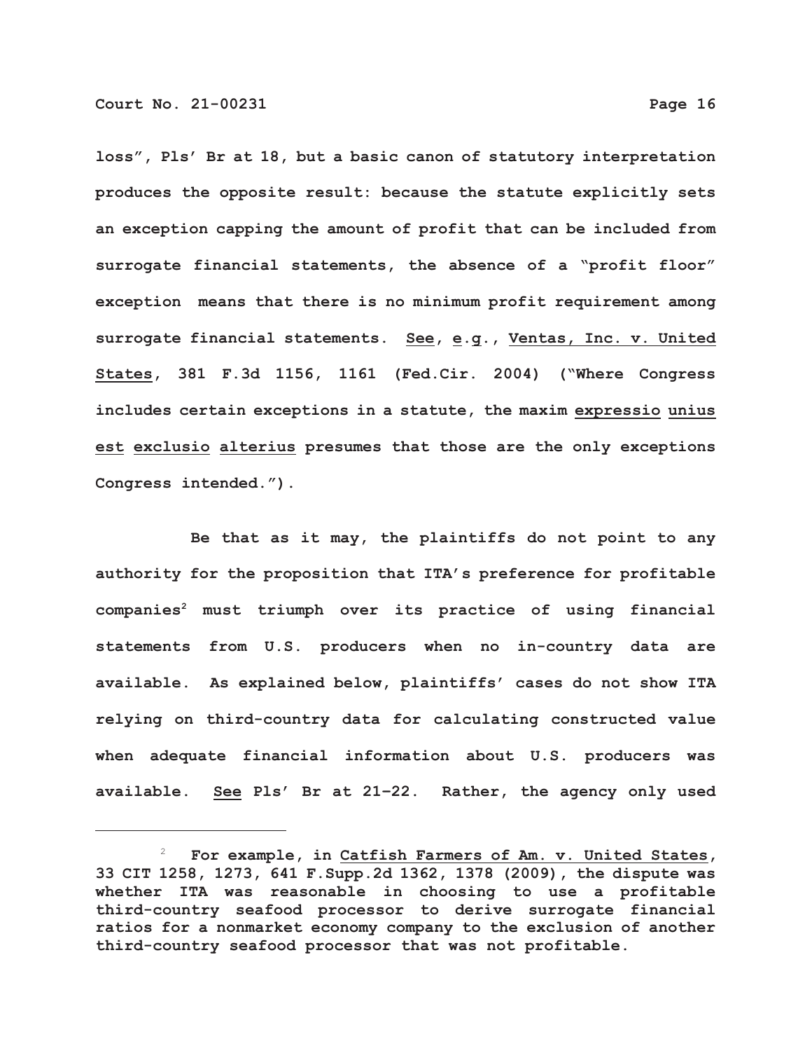loss", Pls' Br at 18, but a basic canon of statutory interpretation produces the opposite result: because the statute explicitly sets an exception capping the amount of profit that can be included from surrogate financial statements, the absence of a "profit floor" exception means that there is no minimum profit requirement among surrogate financial statements. See, e.g., Ventas, Inc. v. United States, 381 F.3d 1156, 1161 (Fed.Cir. 2004) ("Where Congress includes certain exceptions in a statute, the maxim expressio unius est exclusio alterius presumes that those are the only exceptions Congress intended.").

Be that as it may, the plaintiffs do not point to any authority for the proposition that ITA's preference for profitable companies[2] must triumph over its practice of using financial statements from U.S. producers when no in-country data are available. As explained below, plaintiffs' cases do not show ITA relying on third-country data for calculating constructed value when adequate financial information about U.S. producers was available. See Pls' Br at 21–22. Rather, the agency only used

[2] For example, in Catfish Farmers of Am. v. United States, 33 CIT 1258, 1273, 641 F.Supp.2d 1362, 1378 (2009), the dispute was whether ITA was reasonable in choosing to use a profitable third-country seafood processor to derive surrogate financial ratios for a nonmarket economy company to the exclusion of another third-country seafood processor that was not profitable.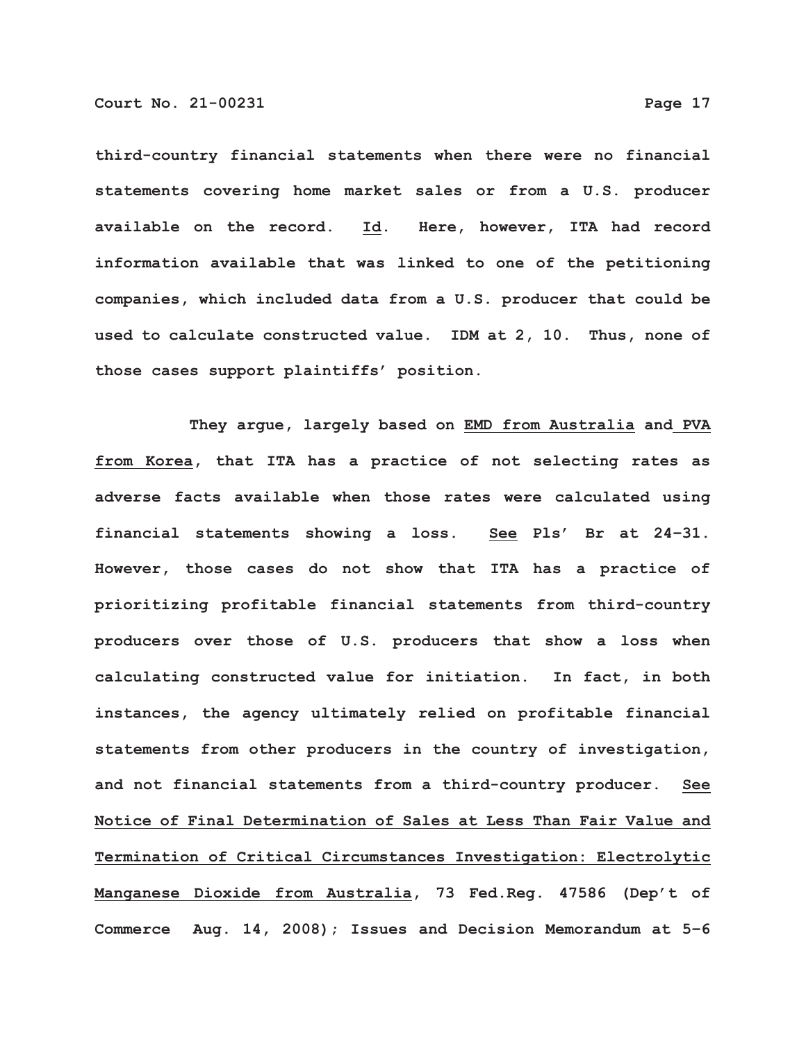third-country financial statements when there were no financial statements covering home market sales or from a U.S. producer available on the record. Id. Here, however, ITA had record information available that was linked to one of the petitioning companies, which included data from a U.S. producer that could be used to calculate constructed value. IDM at 2, 10. Thus, none of those cases support plaintiffs' position.

They argue, largely based on EMD from Australia and PVA from Korea, that ITA has a practice of not selecting rates as adverse facts available when those rates were calculated using financial statements showing a loss. See Pls' Br at 24–31. However, those cases do not show that ITA has a practice of prioritizing profitable financial statements from third-country producers over those of U.S. producers that show a loss when calculating constructed value for initiation. In fact, in both instances, the agency ultimately relied on profitable financial statements from other producers in the country of investigation, and not financial statements from a third-country producer. See Notice of Final Determination of Sales at Less Than Fair Value and Termination of Critical Circumstances Investigation: Electrolytic Manganese Dioxide from Australia, 73 Fed.Reg. 47586 (Dep't of Commerce Aug. 14, 2008); Issues and Decision Memorandum at 5–6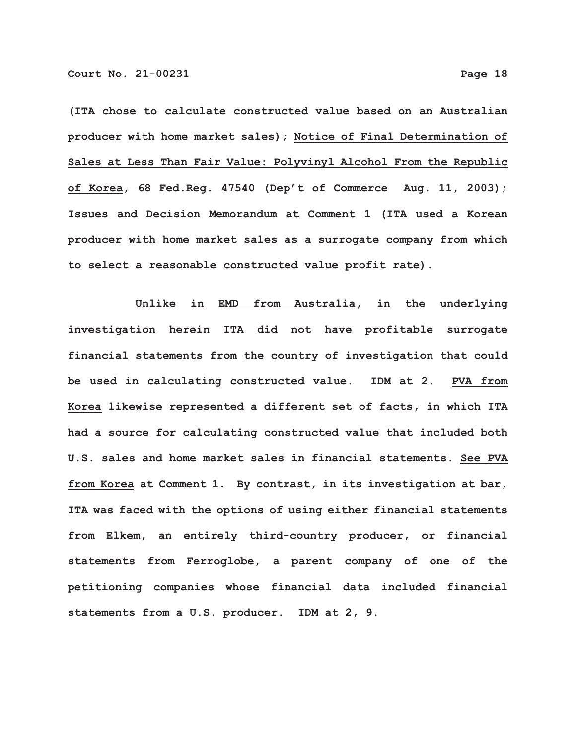(ITA chose to calculate constructed value based on an Australian producer with home market sales); Notice of Final Determination of Sales at Less Than Fair Value: Polyvinyl Alcohol From the Republic of Korea, 68 Fed.Reg. 47540 (Dep't of Commerce Aug. 11, 2003); Issues and Decision Memorandum at Comment 1 (ITA used a Korean producer with home market sales as a surrogate company from which to select a reasonable constructed value profit rate).

Unlike in EMD from Australia, in the underlying investigation herein ITA did not have profitable surrogate financial statements from the country of investigation that could be used in calculating constructed value. IDM at 2. PVA from Korea likewise represented a different set of facts, in which ITA had a source for calculating constructed value that included both U.S. sales and home market sales in financial statements. See PVA from Korea at Comment 1. By contrast, in its investigation at bar, ITA was faced with the options of using either financial statements from Elkem, an entirely third-country producer, or financial statements from Ferroglobe, a parent company of one of the petitioning companies whose financial data included financial statements from a U.S. producer. IDM at 2, 9.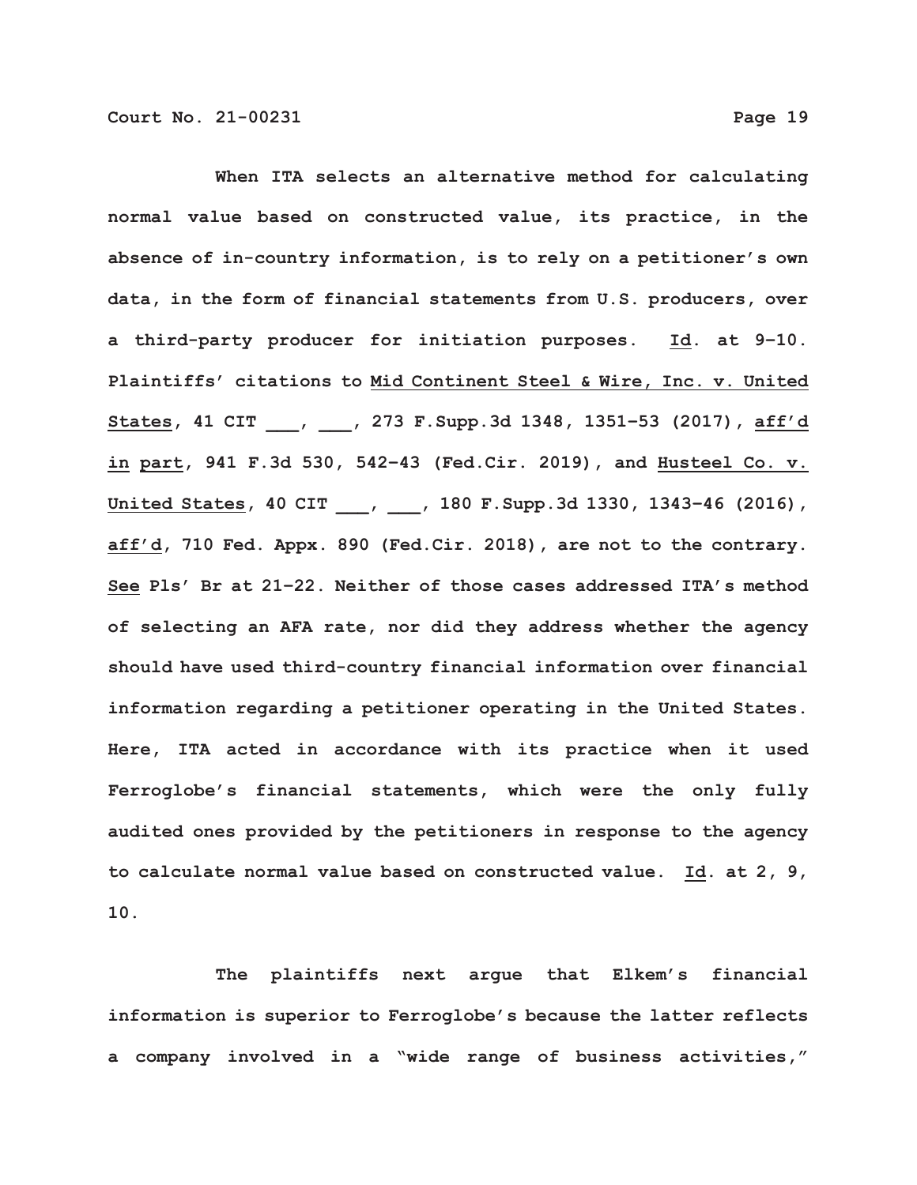When ITA selects an alternative method for calculating normal value based on constructed value, its practice, in the absence of in-country information, is to rely on a petitioner's own data, in the form of financial statements from U.S. producers, over a third-party producer for initiation purposes. Id. at 9–10. Plaintiffs' citations to Mid Continent Steel & Wire, Inc. v. United States, 41 CIT ___, ___, 273 F.Supp.3d 1348, 1351–53 (2017), aff'd in part, 941 F.3d 530, 542–43 (Fed.Cir. 2019), and Husteel Co. v. United States, 40 CIT ___, ___, 180 F.Supp.3d 1330, 1343–46 (2016), aff'd, 710 Fed. Appx. 890 (Fed.Cir. 2018), are not to the contrary. See Pls' Br at 21–22. Neither of those cases addressed ITA's method of selecting an AFA rate, nor did they address whether the agency should have used third-country financial information over financial information regarding a petitioner operating in the United States. Here, ITA acted in accordance with its practice when it used Ferroglobe's financial statements, which were the only fully audited ones provided by the petitioners in response to the agency to calculate normal value based on constructed value. Id. at 2, 9, 10.

The plaintiffs next argue that Elkem's financial information is superior to Ferroglobe's because the latter reflects a company involved in a "wide range of business activities,"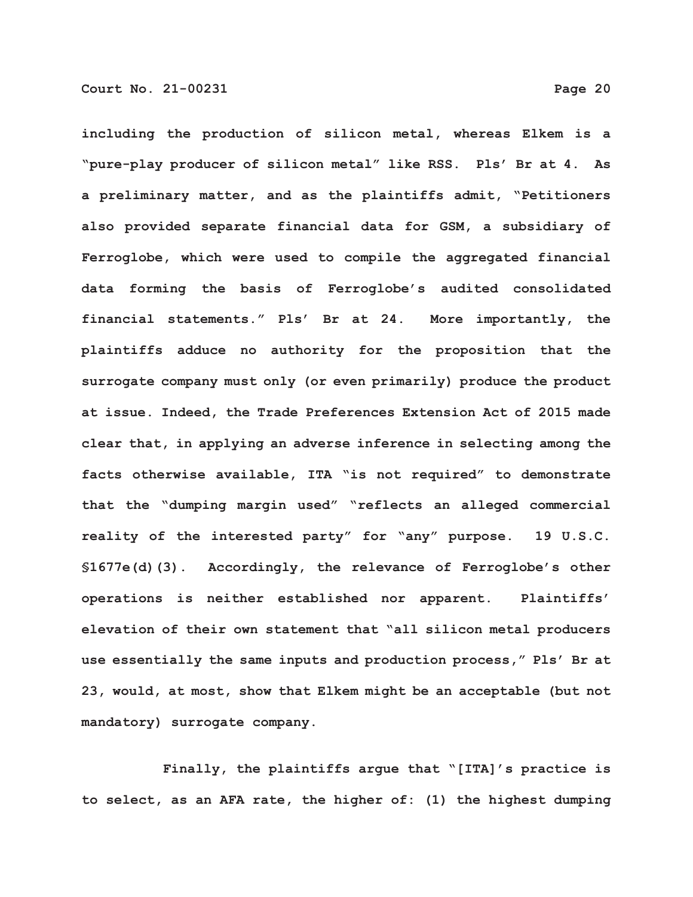including the production of silicon metal, whereas Elkem is a "pure-play producer of silicon metal" like RSS. Pls' Br at 4. As a preliminary matter, and as the plaintiffs admit, "Petitioners also provided separate financial data for GSM, a subsidiary of Ferroglobe, which were used to compile the aggregated financial data forming the basis of Ferroglobe's audited consolidated financial statements." Pls' Br at 24. More importantly, the plaintiffs adduce no authority for the proposition that the surrogate company must only (or even primarily) produce the product at issue. Indeed, the Trade Preferences Extension Act of 2015 made clear that, in applying an adverse inference in selecting among the facts otherwise available, ITA "is not required" to demonstrate that the "dumping margin used" "reflects an alleged commercial reality of the interested party" for "any" purpose. 19 U.S.C. §1677e(d)(3). Accordingly, the relevance of Ferroglobe's other operations is neither established nor apparent. Plaintiffs' elevation of their own statement that "all silicon metal producers use essentially the same inputs and production process," Pls' Br at 23, would, at most, show that Elkem might be an acceptable (but not mandatory) surrogate company.

Finally, the plaintiffs argue that "[ITA]'s practice is to select, as an AFA rate, the higher of: (1) the highest dumping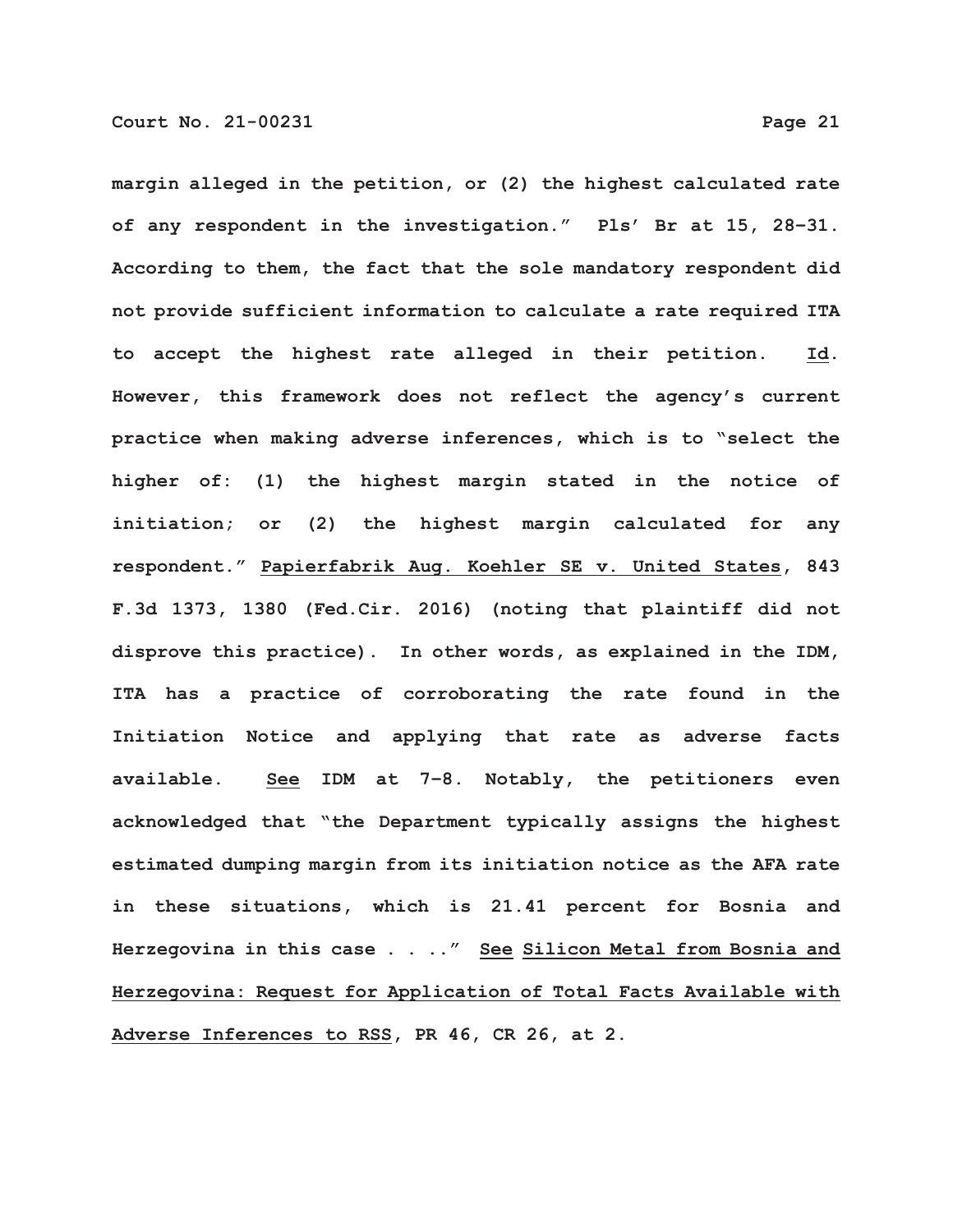margin alleged in the petition, or (2) the highest calculated rate of any respondent in the investigation." Pls' Br at 15, 28–31. According to them, the fact that the sole mandatory respondent did not provide sufficient information to calculate a rate required ITA to accept the highest rate alleged in their petition. Id. However, this framework does not reflect the agency's current practice when making adverse inferences, which is to "select the higher of: (1) the highest margin stated in the notice of initiation; or (2) the highest margin calculated for any respondent." Papierfabrik Aug. Koehler SE v. United States, 843 F.3d 1373, 1380 (Fed.Cir. 2016) (noting that plaintiff did not disprove this practice). In other words, as explained in the IDM, ITA has a practice of corroborating the rate found in the Initiation Notice and applying that rate as adverse facts available. See IDM at 7–8. Notably, the petitioners even acknowledged that "the Department typically assigns the highest estimated dumping margin from its initiation notice as the AFA rate in these situations, which is 21.41 percent for Bosnia and Herzegovina in this case . . .." See Silicon Metal from Bosnia and Herzegovina: Request for Application of Total Facts Available with Adverse Inferences to RSS, PR 46, CR 26, at 2.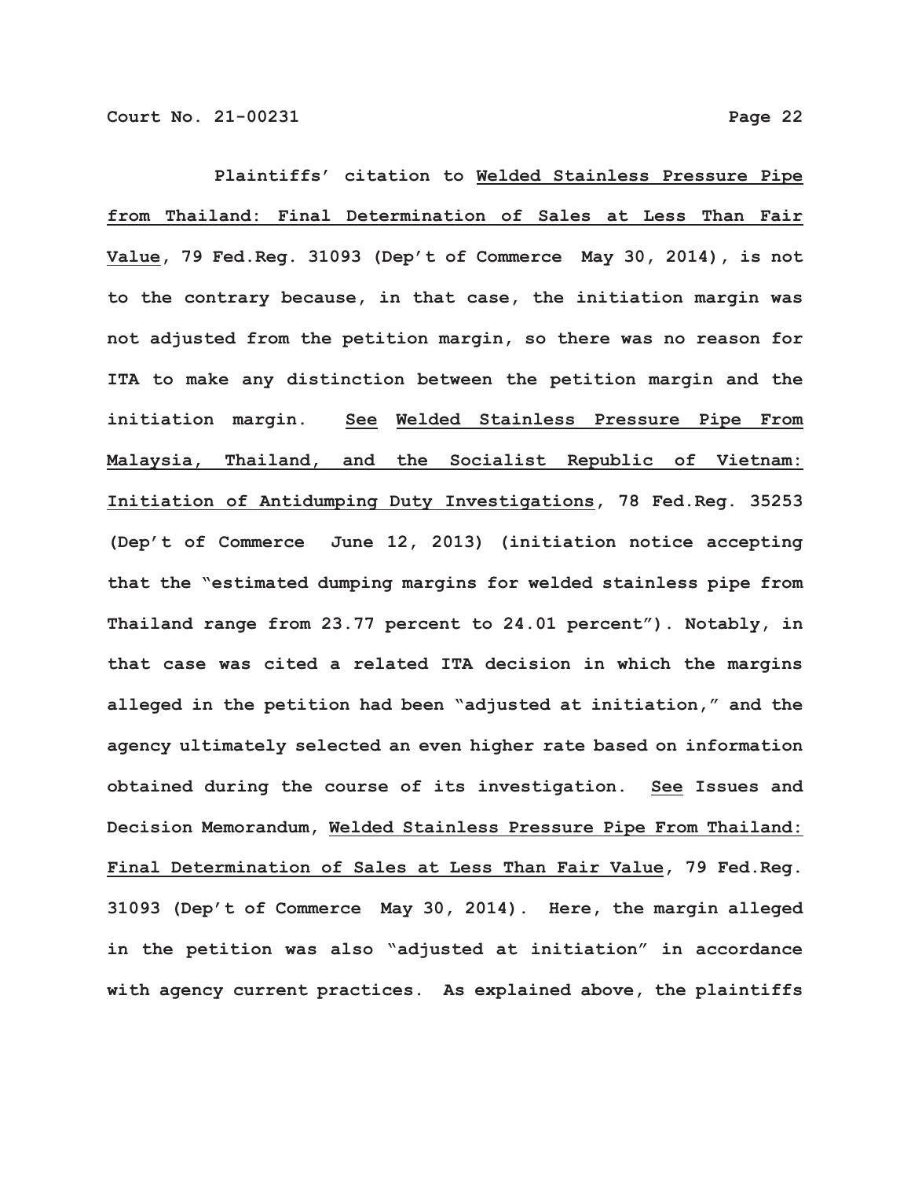Plaintiffs' citation to Welded Stainless Pressure Pipe from Thailand: Final Determination of Sales at Less Than Fair Value, 79 Fed.Reg. 31093 (Dep't of Commerce May 30, 2014), is not to the contrary because, in that case, the initiation margin was not adjusted from the petition margin, so there was no reason for ITA to make any distinction between the petition margin and the initiation margin. See Welded Stainless Pressure Pipe From Malaysia, Thailand, and the Socialist Republic of Vietnam: Initiation of Antidumping Duty Investigations, 78 Fed.Reg. 35253 (Dep't of Commerce June 12, 2013) (initiation notice accepting that the "estimated dumping margins for welded stainless pipe from Thailand range from 23.77 percent to 24.01 percent"). Notably, in that case was cited a related ITA decision in which the margins alleged in the petition had been "adjusted at initiation," and the agency ultimately selected an even higher rate based on information obtained during the course of its investigation. See Issues and Decision Memorandum, Welded Stainless Pressure Pipe From Thailand: Final Determination of Sales at Less Than Fair Value, 79 Fed.Reg. 31093 (Dep't of Commerce May 30, 2014). Here, the margin alleged in the petition was also "adjusted at initiation" in accordance with agency current practices. As explained above, the plaintiffs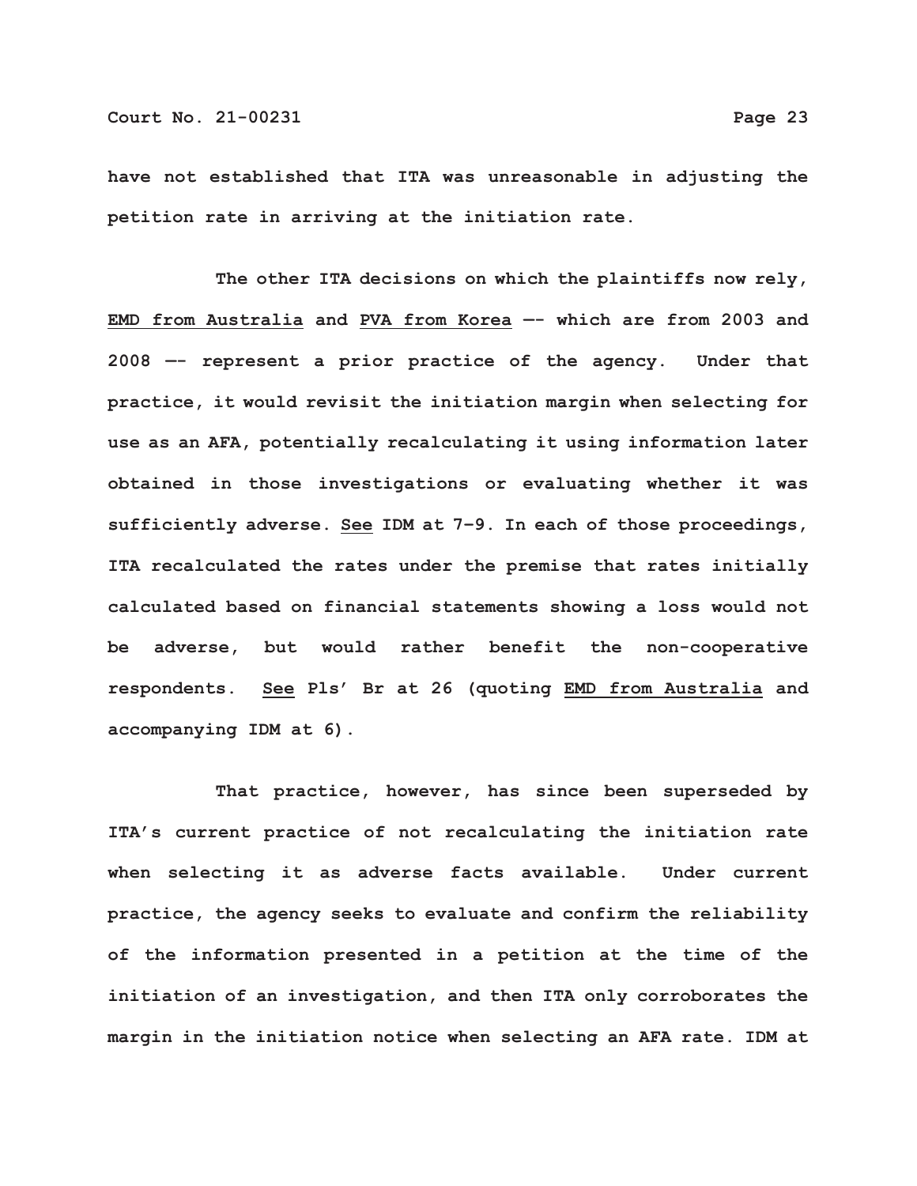have not established that ITA was unreasonable in adjusting the petition rate in arriving at the initiation rate.

The other ITA decisions on which the plaintiffs now rely, EMD from Australia and PVA from Korea —- which are from 2003 and 2008 —- represent a prior practice of the agency. Under that practice, it would revisit the initiation margin when selecting for use as an AFA, potentially recalculating it using information later obtained in those investigations or evaluating whether it was sufficiently adverse. See IDM at 7–9. In each of those proceedings, ITA recalculated the rates under the premise that rates initially calculated based on financial statements showing a loss would not be adverse, but would rather benefit the non-cooperative respondents. See Pls' Br at 26 (quoting EMD from Australia and accompanying IDM at 6).

That practice, however, has since been superseded by ITA's current practice of not recalculating the initiation rate when selecting it as adverse facts available. Under current practice, the agency seeks to evaluate and confirm the reliability of the information presented in a petition at the time of the initiation of an investigation, and then ITA only corroborates the margin in the initiation notice when selecting an AFA rate. IDM at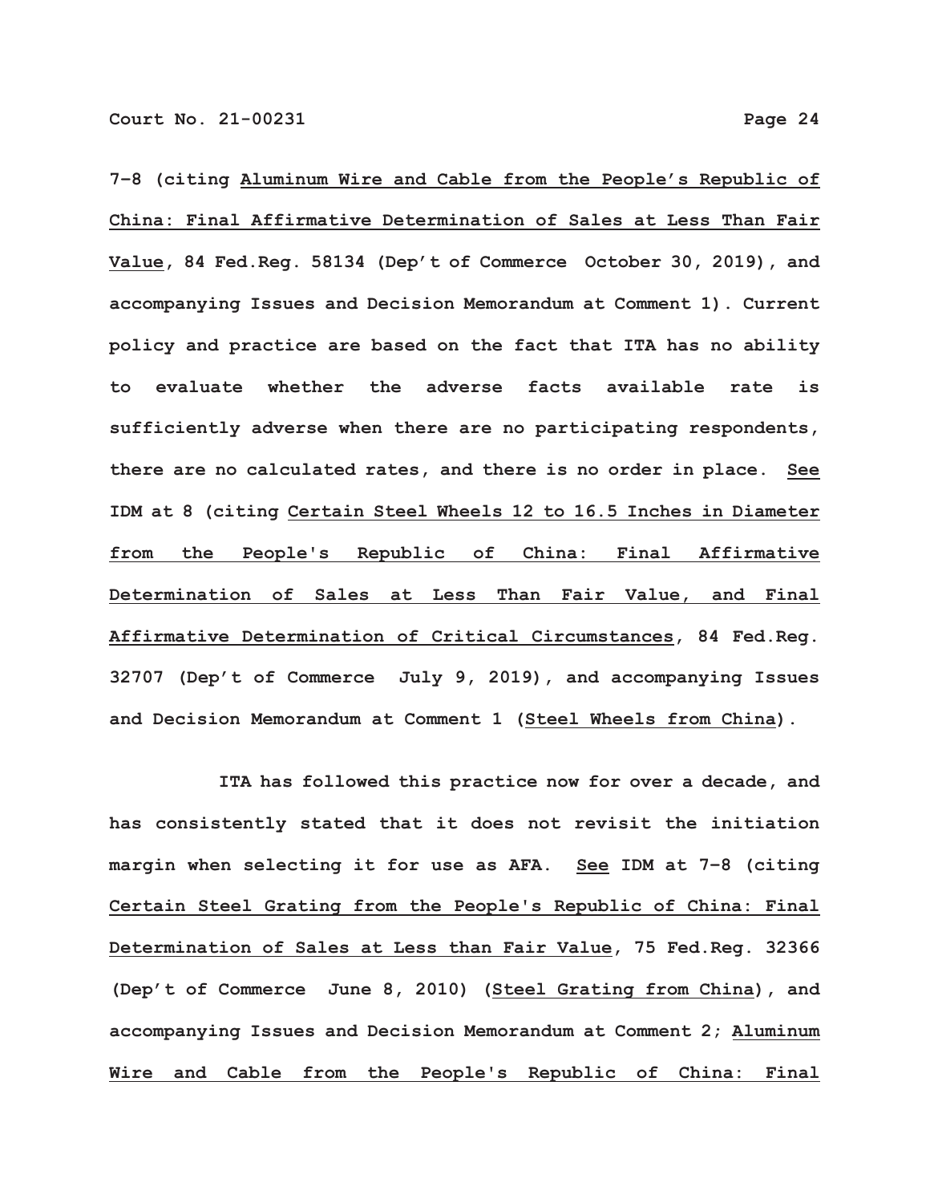7–8 (citing Aluminum Wire and Cable from the People's Republic of China: Final Affirmative Determination of Sales at Less Than Fair Value, 84 Fed.Reg. 58134 (Dep't of Commerce October 30, 2019), and accompanying Issues and Decision Memorandum at Comment 1). Current policy and practice are based on the fact that ITA has no ability to evaluate whether the adverse facts available rate is sufficiently adverse when there are no participating respondents, there are no calculated rates, and there is no order in place. See IDM at 8 (citing Certain Steel Wheels 12 to 16.5 Inches in Diameter from the People's Republic of China: Final Affirmative Determination of Sales at Less Than Fair Value, and Final Affirmative Determination of Critical Circumstances, 84 Fed.Reg. 32707 (Dep't of Commerce July 9, 2019), and accompanying Issues and Decision Memorandum at Comment 1 (Steel Wheels from China).

ITA has followed this practice now for over a decade, and has consistently stated that it does not revisit the initiation margin when selecting it for use as AFA. See IDM at 7–8 (citing Certain Steel Grating from the People's Republic of China: Final Determination of Sales at Less than Fair Value, 75 Fed.Reg. 32366 (Dep't of Commerce June 8, 2010) (Steel Grating from China), and accompanying Issues and Decision Memorandum at Comment 2; Aluminum Wire and Cable from the People's Republic of China: Final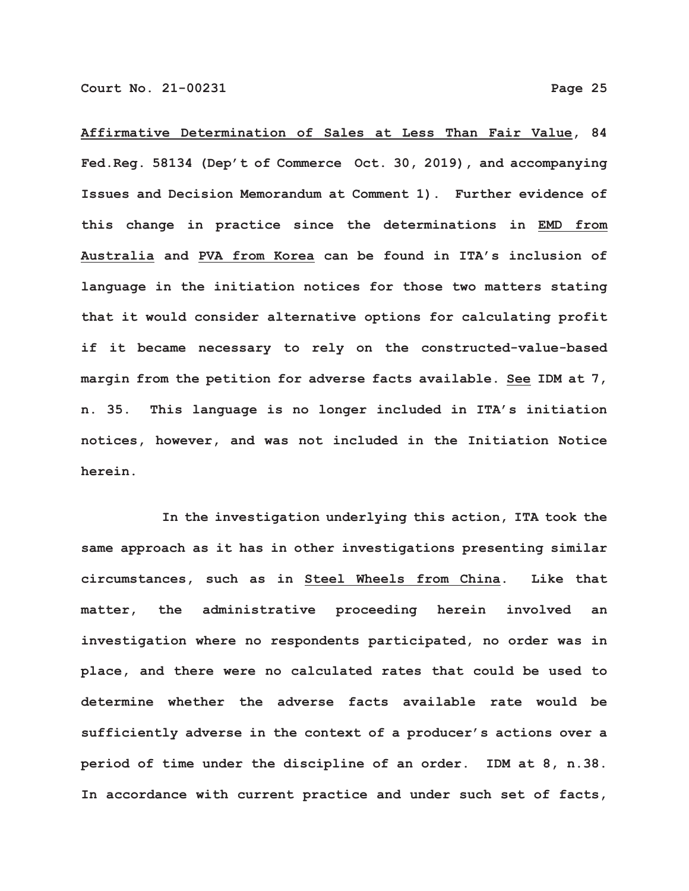Affirmative Determination of Sales at Less Than Fair Value, 84 Fed.Reg. 58134 (Dep't of Commerce Oct. 30, 2019), and accompanying Issues and Decision Memorandum at Comment 1). Further evidence of this change in practice since the determinations in EMD from Australia and PVA from Korea can be found in ITA's inclusion of language in the initiation notices for those two matters stating that it would consider alternative options for calculating profit if it became necessary to rely on the constructed-value-based margin from the petition for adverse facts available. See IDM at 7, n. 35. This language is no longer included in ITA's initiation notices, however, and was not included in the Initiation Notice herein.

In the investigation underlying this action, ITA took the same approach as it has in other investigations presenting similar circumstances, such as in Steel Wheels from China. Like that matter, the administrative proceeding herein involved an investigation where no respondents participated, no order was in place, and there were no calculated rates that could be used to determine whether the adverse facts available rate would be sufficiently adverse in the context of a producer's actions over a period of time under the discipline of an order. IDM at 8, n.38. In accordance with current practice and under such set of facts,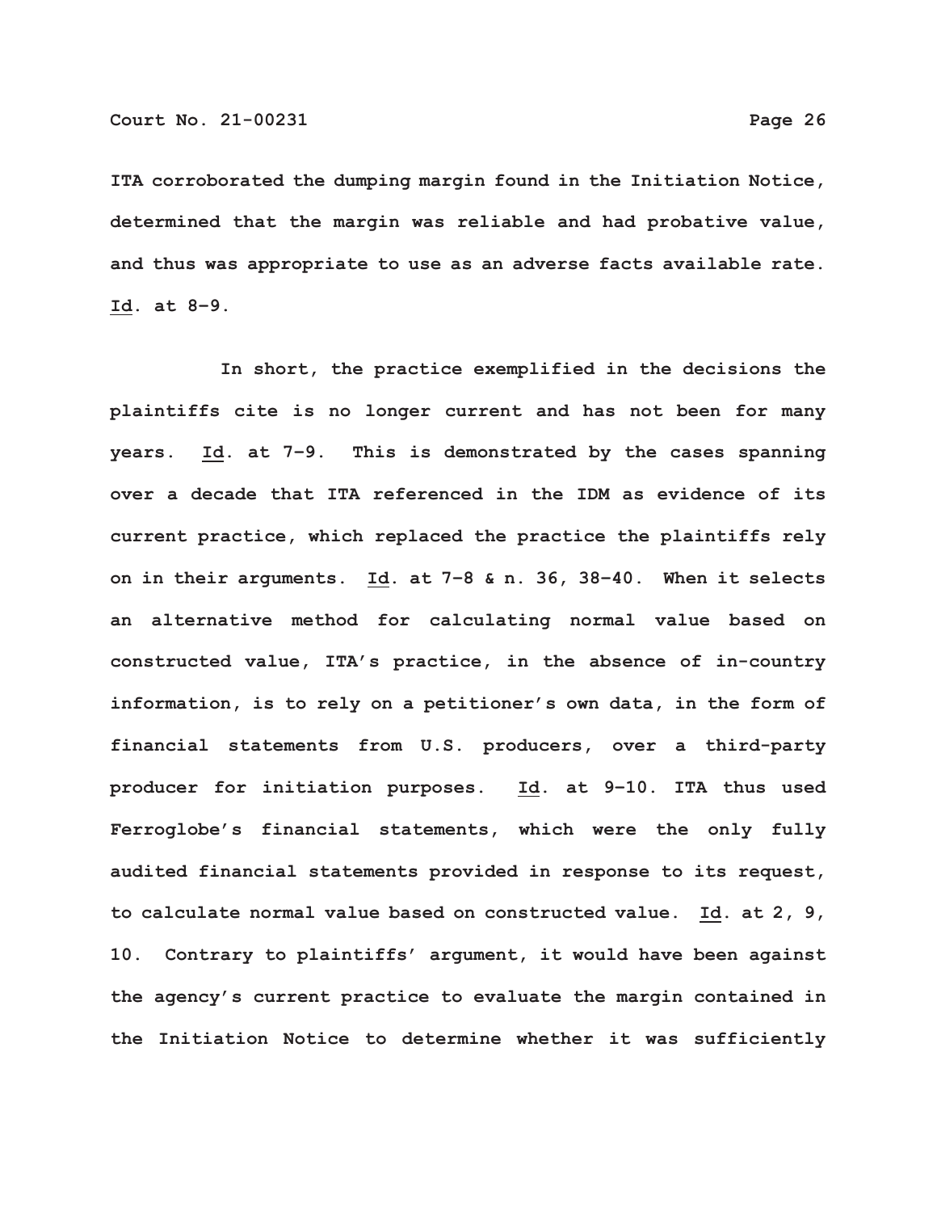ITA corroborated the dumping margin found in the Initiation Notice, determined that the margin was reliable and had probative value, and thus was appropriate to use as an adverse facts available rate. Id. at 8–9.

In short, the practice exemplified in the decisions the plaintiffs cite is no longer current and has not been for many years. Id. at 7–9. This is demonstrated by the cases spanning over a decade that ITA referenced in the IDM as evidence of its current practice, which replaced the practice the plaintiffs rely on in their arguments. Id. at 7–8 & n. 36, 38–40. When it selects an alternative method for calculating normal value based on constructed value, ITA's practice, in the absence of in-country information, is to rely on a petitioner's own data, in the form of financial statements from U.S. producers, over a third-party producer for initiation purposes. Id. at 9–10. ITA thus used Ferroglobe's financial statements, which were the only fully audited financial statements provided in response to its request, to calculate normal value based on constructed value. Id. at 2, 9, 10. Contrary to plaintiffs' argument, it would have been against the agency's current practice to evaluate the margin contained in the Initiation Notice to determine whether it was sufficiently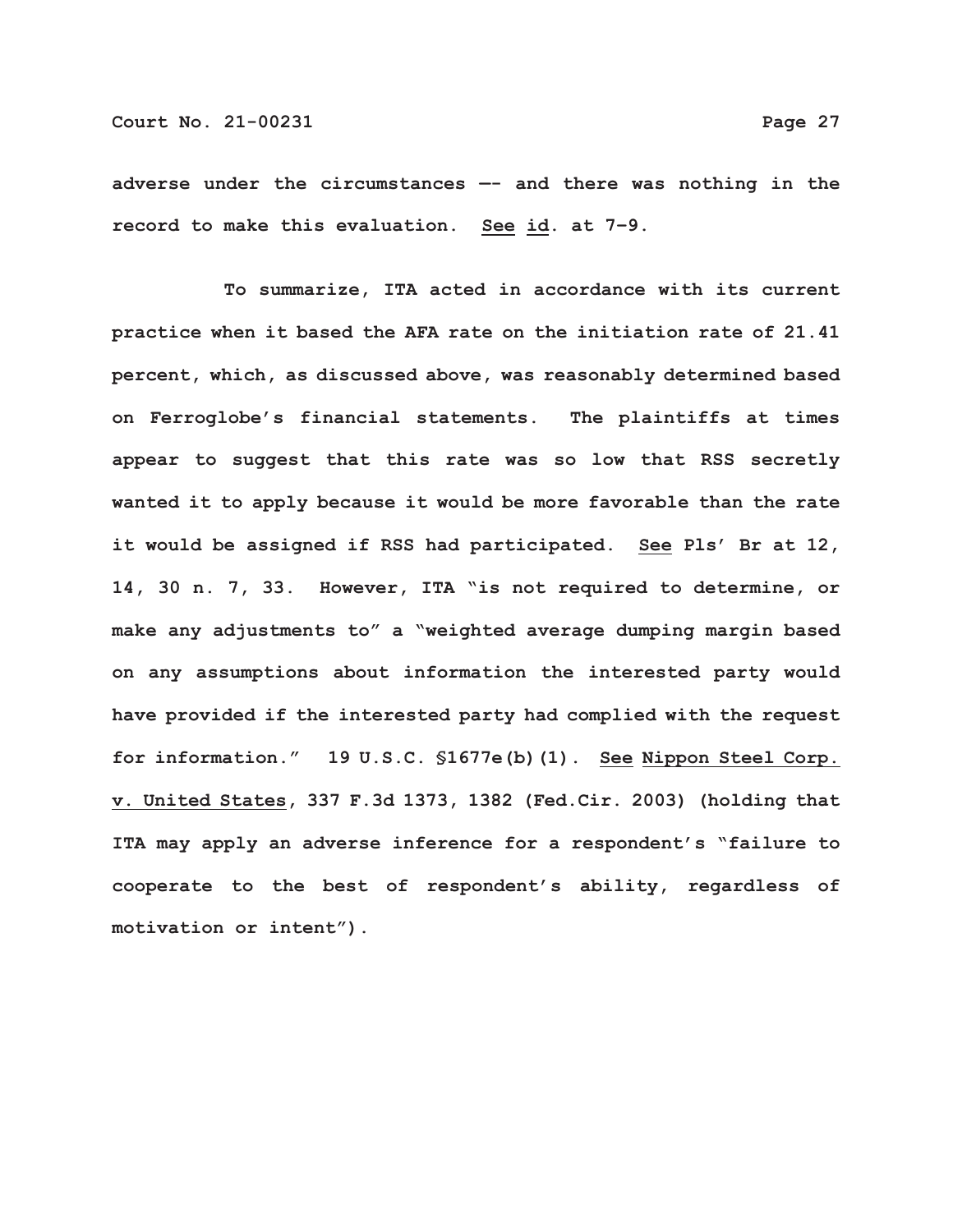adverse under the circumstances —- and there was nothing in the record to make this evaluation. See id. at 7–9.

To summarize, ITA acted in accordance with its current practice when it based the AFA rate on the initiation rate of 21.41 percent, which, as discussed above, was reasonably determined based on Ferroglobe's financial statements. The plaintiffs at times appear to suggest that this rate was so low that RSS secretly wanted it to apply because it would be more favorable than the rate it would be assigned if RSS had participated. See Pls' Br at 12, 14, 30 n. 7, 33. However, ITA "is not required to determine, or make any adjustments to" a "weighted average dumping margin based on any assumptions about information the interested party would have provided if the interested party had complied with the request for information." 19 U.S.C. §1677e(b)(1). See Nippon Steel Corp. v. United States, 337 F.3d 1373, 1382 (Fed.Cir. 2003) (holding that ITA may apply an adverse inference for a respondent's "failure to cooperate to the best of respondent's ability, regardless of motivation or intent").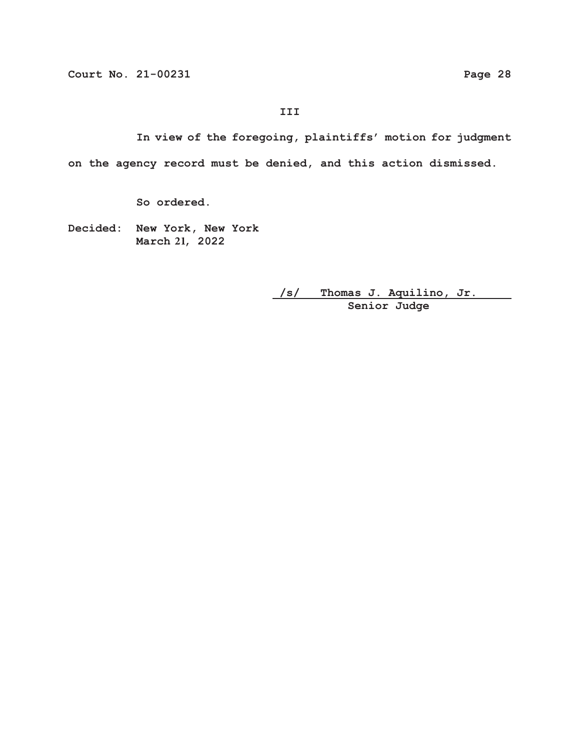## III

In view of the foregoing, plaintiffs' motion for judgment on the agency record must be denied, and this action dismissed.

So ordered.

Decided: New York, New York
March 21, 2022

/s/ Thomas J. Aquilino, Jr.
Senior Judge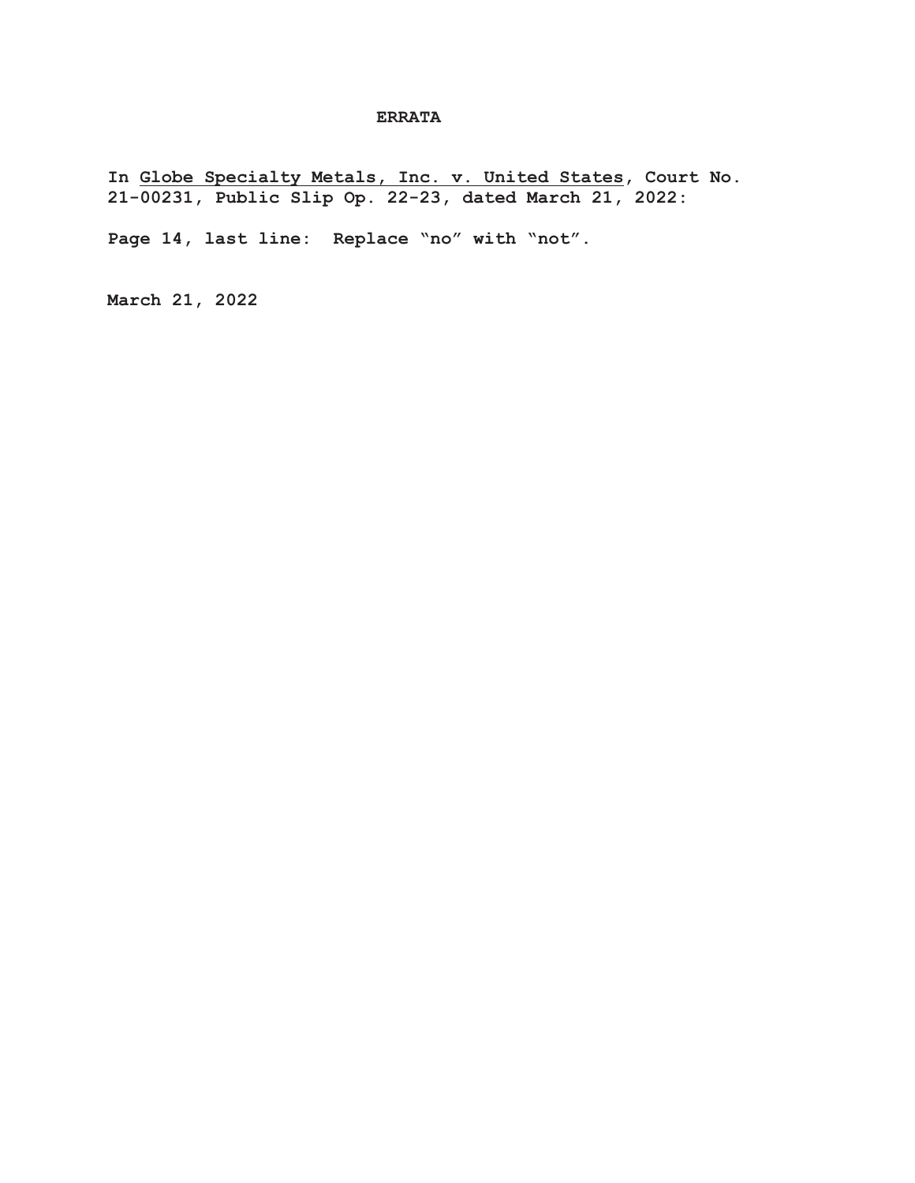# ERRATA

In Globe Specialty Metals, Inc. v. United States, Court No. 21-00231, Public Slip Op. 22-23, dated March 21, 2022:

Page 14, last line: Replace "no" with "not".

March 21, 2022